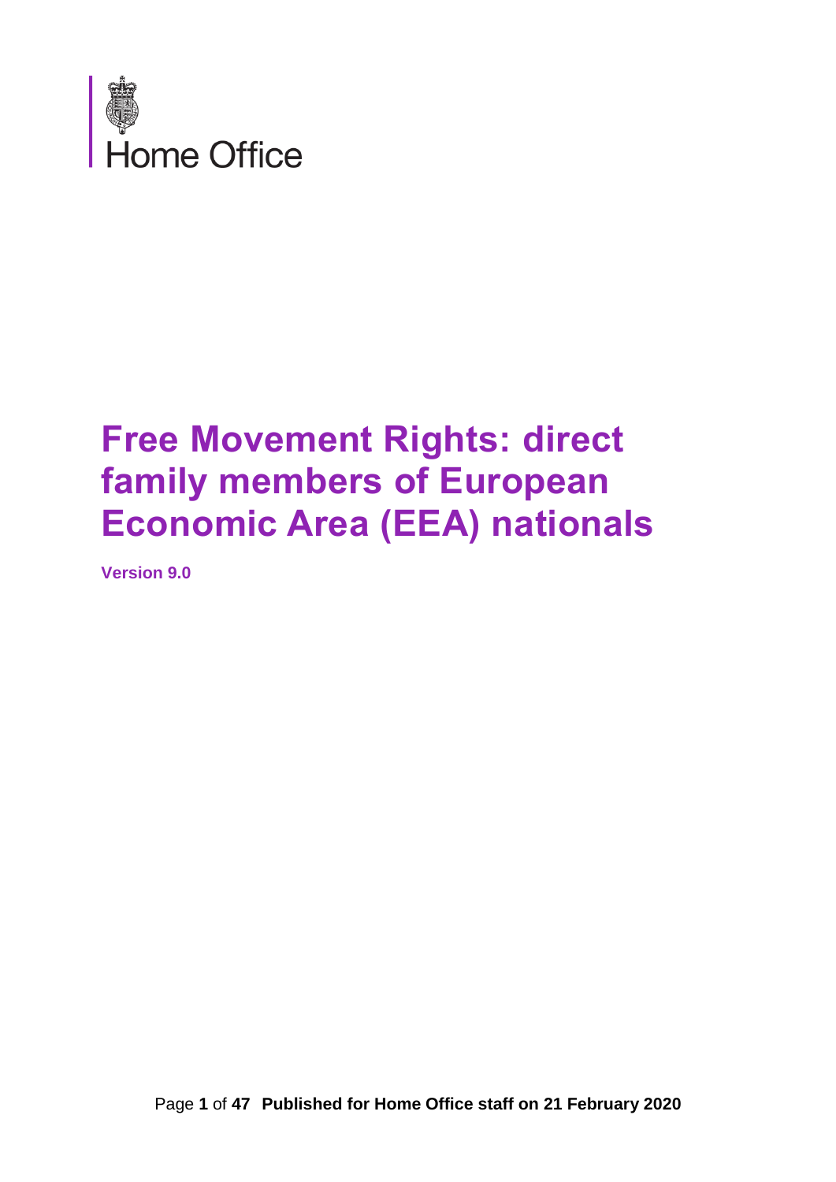Home Office

# Free Movement Rights: direct family members of European Economic Area (EEA) nationals

**Version 9.0**

**Published for Home Office staff on 21 February 2020**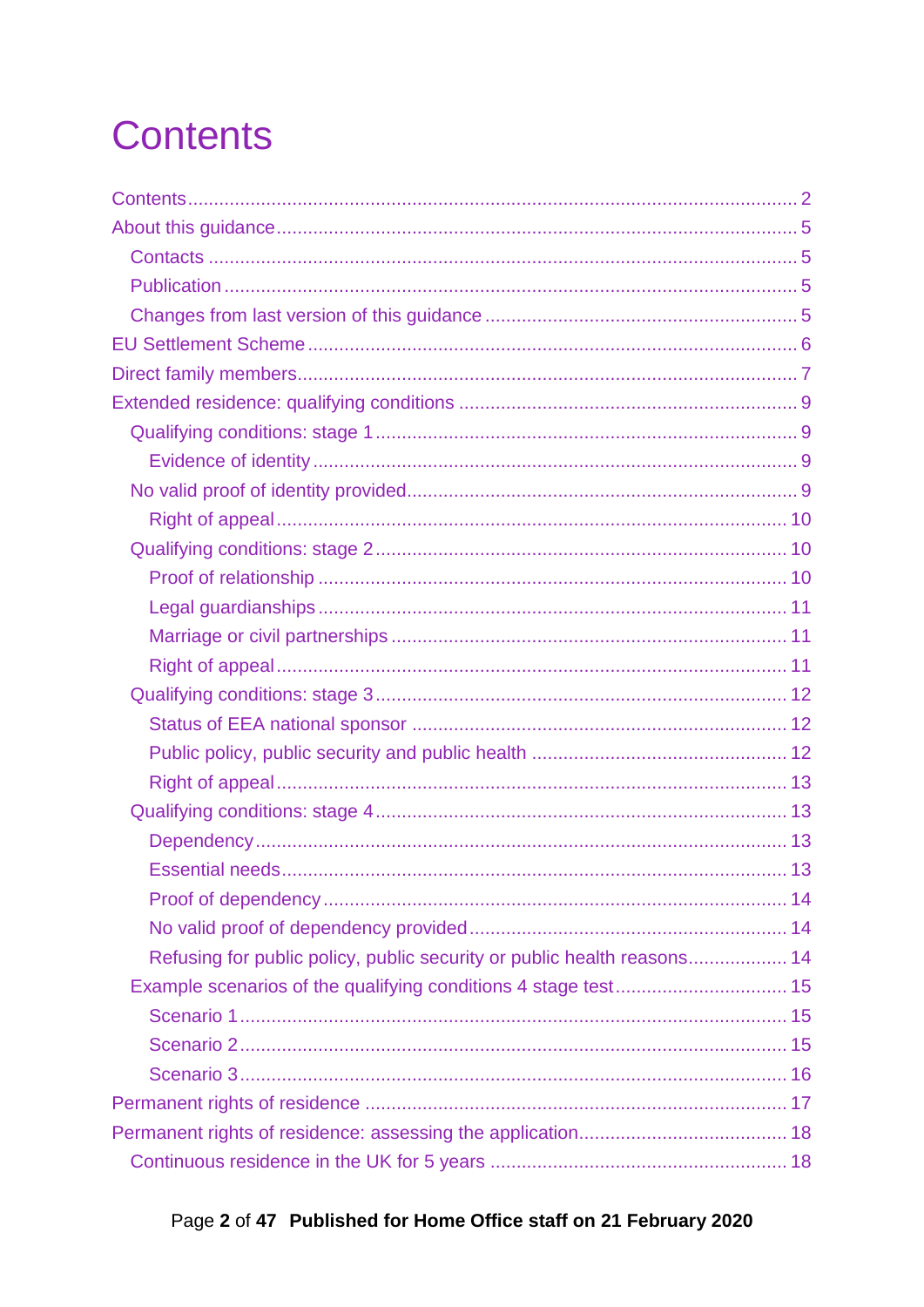# Contents

- Contents ..... 2
- About this guidance ..... 5
  - Contacts ..... 5
  - Publication ..... 5
  - Changes from last version of this guidance ..... 5
- EU Settlement Scheme ..... 6
- Direct family members ..... 7
- Extended residence: qualifying conditions ..... 9
  - Qualifying conditions: stage 1 ..... 9
    - Evidence of identity ..... 9
  - No valid proof of identity provided ..... 9
    - Right of appeal ..... 10
  - Qualifying conditions: stage 2 ..... 10
    - Proof of relationship ..... 10
    - Legal guardianships ..... 11
    - Marriage or civil partnerships ..... 11
    - Right of appeal ..... 11
  - Qualifying conditions: stage 3 ..... 12
    - Status of EEA national sponsor ..... 12
    - Public policy, public security and public health ..... 12
    - Right of appeal ..... 13
  - Qualifying conditions: stage 4 ..... 13
    - Dependency ..... 13
    - Essential needs ..... 13
    - Proof of dependency ..... 14
    - No valid proof of dependency provided ..... 14
    - Refusing for public policy, public security or public health reasons ..... 14
  - Example scenarios of the qualifying conditions 4 stage test ..... 15
    - Scenario 1 ..... 15
    - Scenario 2 ..... 15
    - Scenario 3 ..... 16
- Permanent rights of residence ..... 17
- Permanent rights of residence: assessing the application ..... 18
  - Continuous residence in the UK for 5 years ..... 18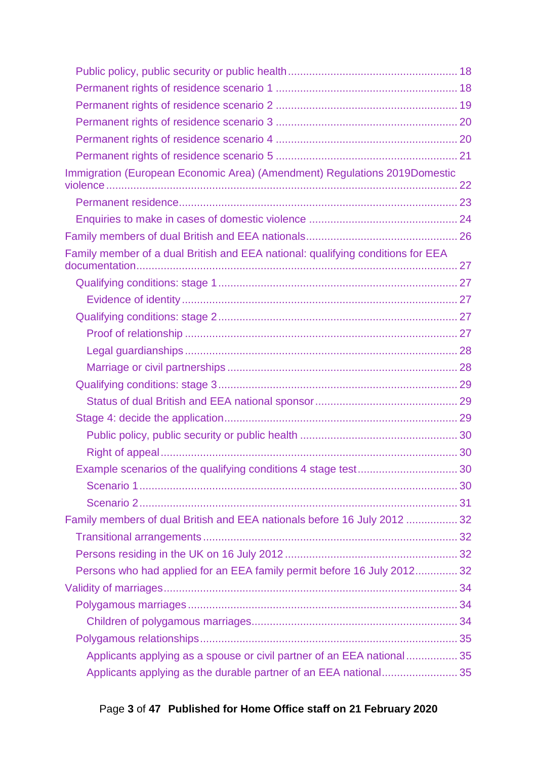- Public policy, public security or public health ... 18
- Permanent rights of residence scenario 1 ... 18
- Permanent rights of residence scenario 2 ... 19
- Permanent rights of residence scenario 3 ... 20
- Permanent rights of residence scenario 4 ... 20
- Permanent rights of residence scenario 5 ... 21

Immigration (European Economic Area) (Amendment) Regulations 2019Domestic violence ... 22

- Permanent residence ... 23
- Enquiries to make in cases of domestic violence ... 24

Family members of dual British and EEA nationals ... 26

Family member of a dual British and EEA national: qualifying conditions for EEA documentation ... 27

- Qualifying conditions: stage 1 ... 27
  - Evidence of identity ... 27
- Qualifying conditions: stage 2 ... 27
  - Proof of relationship ... 27
  - Legal guardianships ... 28
  - Marriage or civil partnerships ... 28
- Qualifying conditions: stage 3 ... 29
  - Status of dual British and EEA national sponsor ... 29
- Stage 4: decide the application ... 29
  - Public policy, public security or public health ... 30
  - Right of appeal ... 30
- Example scenarios of the qualifying conditions 4 stage test ... 30
  - Scenario 1 ... 30
  - Scenario 2 ... 31

Family members of dual British and EEA nationals before 16 July 2012 ... 32

- Transitional arrangements ... 32
- Persons residing in the UK on 16 July 2012 ... 32
- Persons who had applied for an EEA family permit before 16 July 2012 ... 32

Validity of marriages ... 34

- Polygamous marriages ... 34
  - Children of polygamous marriages ... 34
- Polygamous relationships ... 35
  - Applicants applying as a spouse or civil partner of an EEA national ... 35
  - Applicants applying as the durable partner of an EEA national ... 35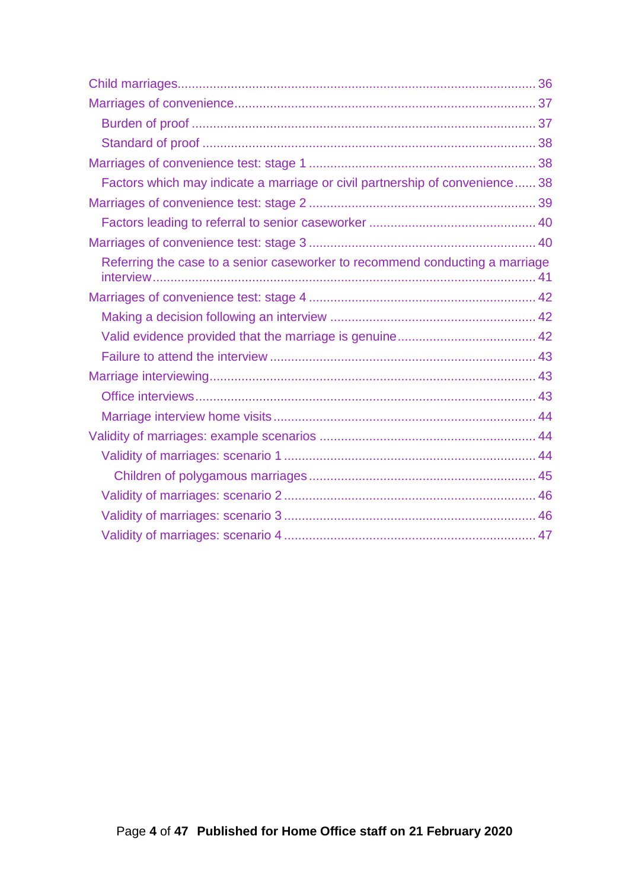- Child marriages 36
- Marriages of convenience 37
  - Burden of proof 37
  - Standard of proof 38
- Marriages of convenience test: stage 1 38
  - Factors which may indicate a marriage or civil partnership of convenience 38
- Marriages of convenience test: stage 2 39
  - Factors leading to referral to senior caseworker 40
- Marriages of convenience test: stage 3 40
  - Referring the case to a senior caseworker to recommend conducting a marriage interview 41
- Marriages of convenience test: stage 4 42
  - Making a decision following an interview 42
  - Valid evidence provided that the marriage is genuine 42
  - Failure to attend the interview 43
- Marriage interviewing 43
  - Office interviews 43
  - Marriage interview home visits 44
- Validity of marriages: example scenarios 44
  - Validity of marriages: scenario 1 44
    - Children of polygamous marriages 45
  - Validity of marriages: scenario 2 46
  - Validity of marriages: scenario 3 46
  - Validity of marriages: scenario 4 47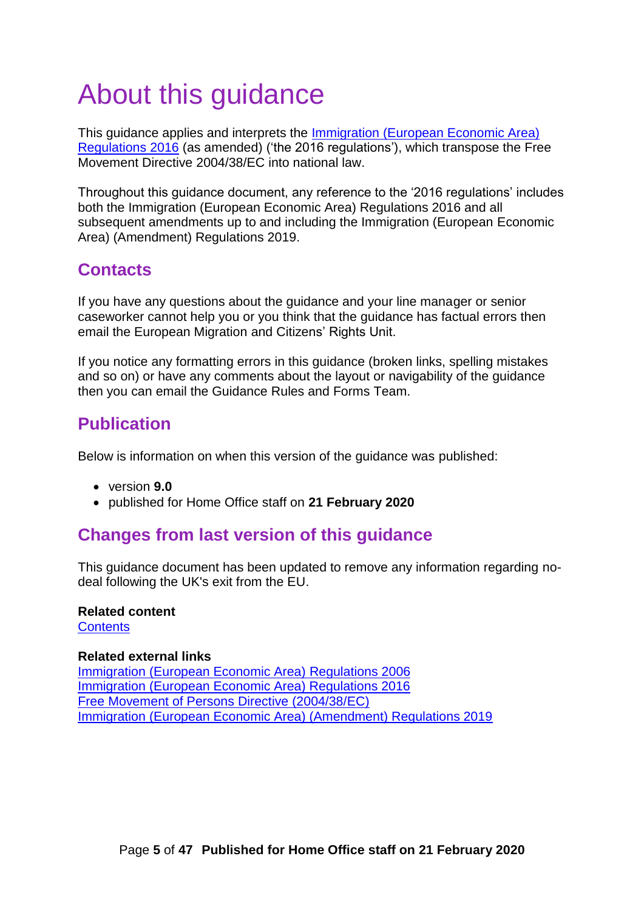# About this guidance

This guidance applies and interprets the [Immigration (European Economic Area) Regulations 2016]() (as amended) ('the 2016 regulations'), which transpose the Free Movement Directive 2004/38/EC into national law.

Throughout this guidance document, any reference to the '2016 regulations' includes both the Immigration (European Economic Area) Regulations 2016 and all subsequent amendments up to and including the Immigration (European Economic Area) (Amendment) Regulations 2019.

## Contacts

If you have any questions about the guidance and your line manager or senior caseworker cannot help you or you think that the guidance has factual errors then email the European Migration and Citizens' Rights Unit.

If you notice any formatting errors in this guidance (broken links, spelling mistakes and so on) or have any comments about the layout or navigability of the guidance then you can email the Guidance Rules and Forms Team.

## Publication

Below is information on when this version of the guidance was published:

- version **9.0**
- published for Home Office staff on **21 February 2020**

## Changes from last version of this guidance

This guidance document has been updated to remove any information regarding no-deal following the UK's exit from the EU.

**Related content**
[Contents]()

**Related external links**
[Immigration (European Economic Area) Regulations 2006]()
[Immigration (European Economic Area) Regulations 2016]()
[Free Movement of Persons Directive (2004/38/EC)]()
[Immigration (European Economic Area) (Amendment) Regulations 2019]()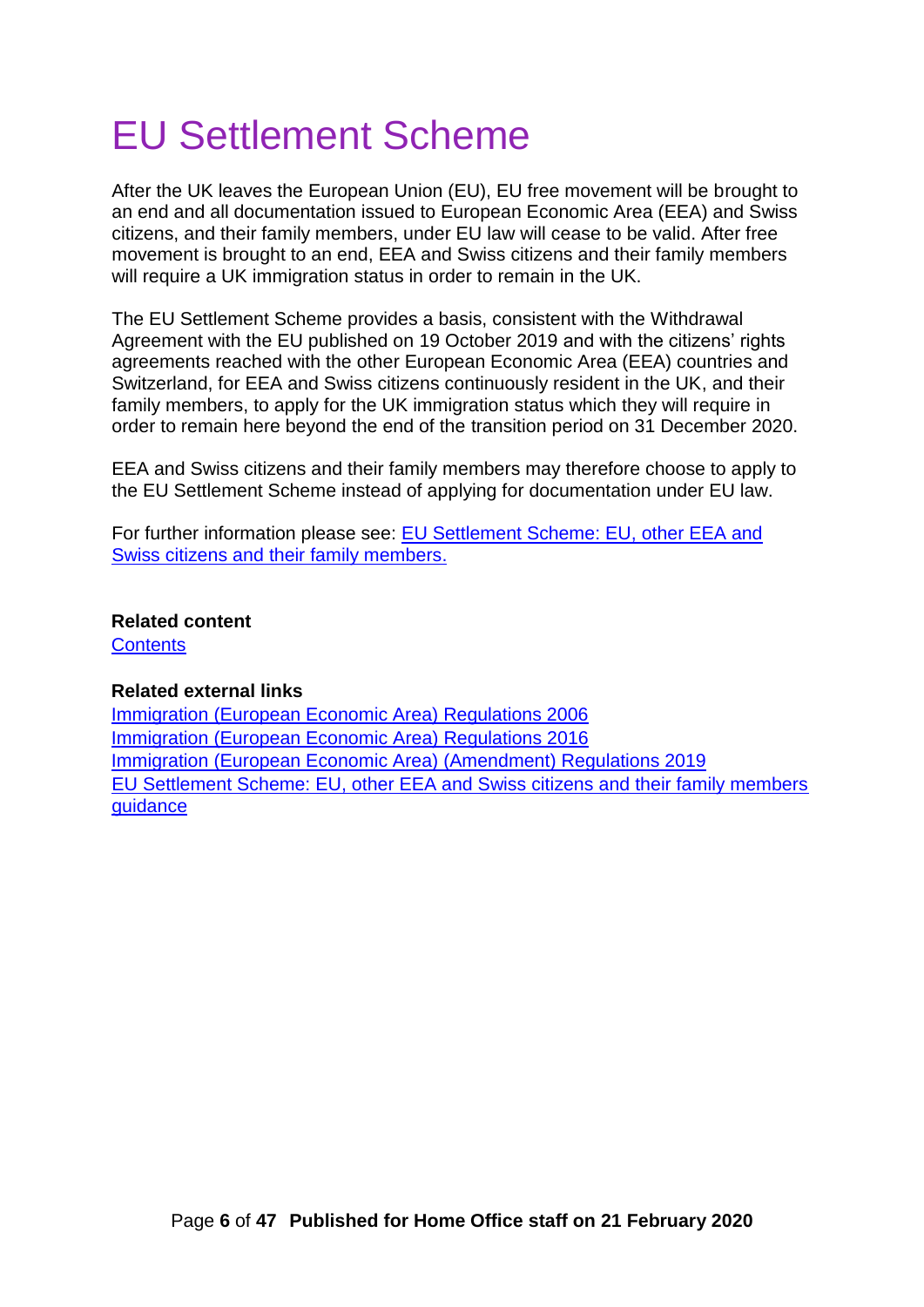# EU Settlement Scheme

After the UK leaves the European Union (EU), EU free movement will be brought to an end and all documentation issued to European Economic Area (EEA) and Swiss citizens, and their family members, under EU law will cease to be valid. After free movement is brought to an end, EEA and Swiss citizens and their family members will require a UK immigration status in order to remain in the UK.

The EU Settlement Scheme provides a basis, consistent with the Withdrawal Agreement with the EU published on 19 October 2019 and with the citizens' rights agreements reached with the other European Economic Area (EEA) countries and Switzerland, for EEA and Swiss citizens continuously resident in the UK, and their family members, to apply for the UK immigration status which they will require in order to remain here beyond the end of the transition period on 31 December 2020.

EEA and Swiss citizens and their family members may therefore choose to apply to the EU Settlement Scheme instead of applying for documentation under EU law.

For further information please see: [EU Settlement Scheme: EU, other EEA and Swiss citizens and their family members.]()

**Related content**
[Contents]()

**Related external links**
[Immigration (European Economic Area) Regulations 2006]()
[Immigration (European Economic Area) Regulations 2016]()
[Immigration (European Economic Area) (Amendment) Regulations 2019]()
[EU Settlement Scheme: EU, other EEA and Swiss citizens and their family members guidance]()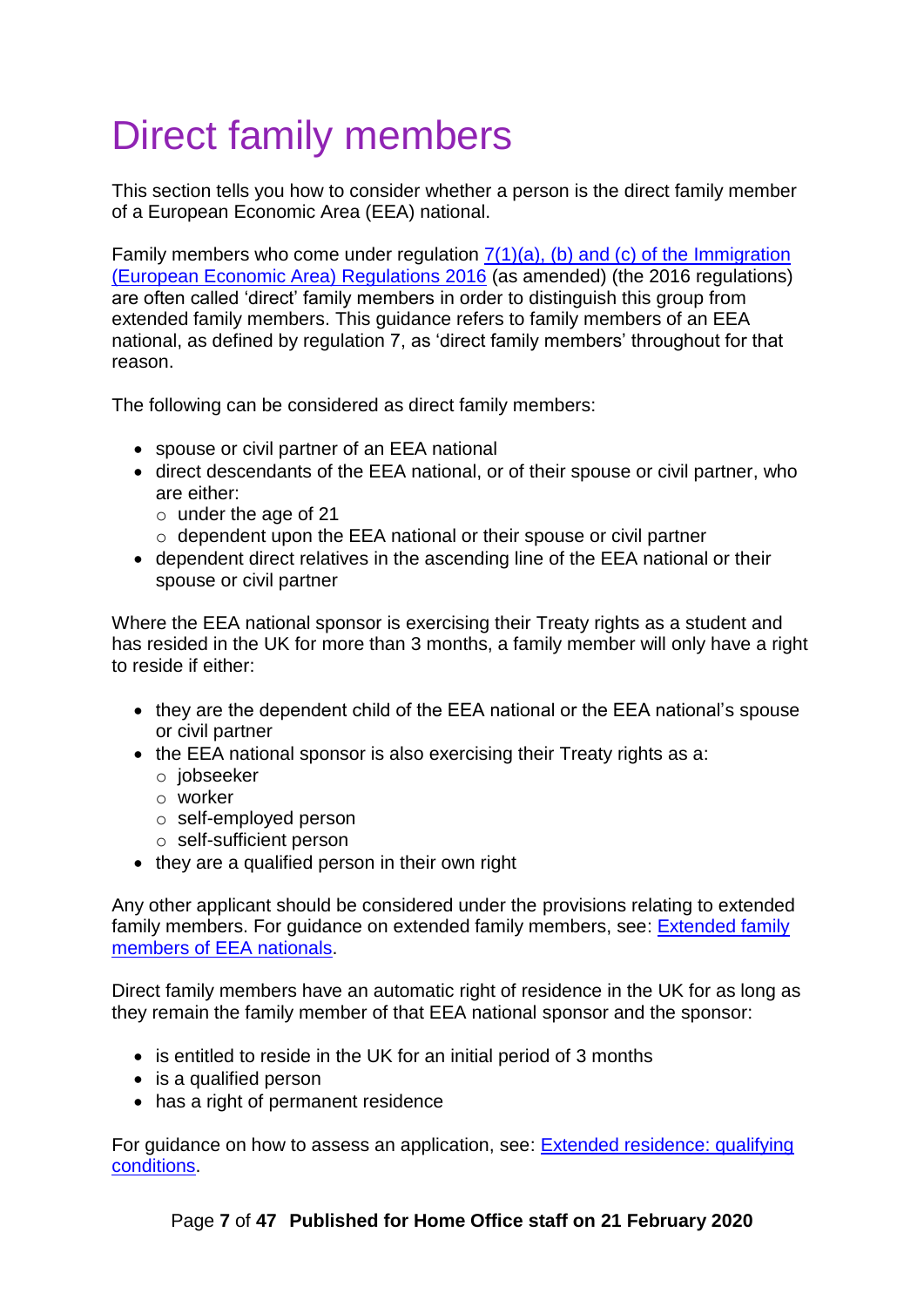# Direct family members

This section tells you how to consider whether a person is the direct family member of a European Economic Area (EEA) national.

Family members who come under regulation [7(1)(a), (b) and (c) of the Immigration (European Economic Area) Regulations 2016](#) (as amended) (the 2016 regulations) are often called 'direct' family members in order to distinguish this group from extended family members. This guidance refers to family members of an EEA national, as defined by regulation 7, as 'direct family members' throughout for that reason.

The following can be considered as direct family members:

- spouse or civil partner of an EEA national
- direct descendants of the EEA national, or of their spouse or civil partner, who are either:
  - under the age of 21
  - dependent upon the EEA national or their spouse or civil partner
- dependent direct relatives in the ascending line of the EEA national or their spouse or civil partner

Where the EEA national sponsor is exercising their Treaty rights as a student and has resided in the UK for more than 3 months, a family member will only have a right to reside if either:

- they are the dependent child of the EEA national or the EEA national's spouse or civil partner
- the EEA national sponsor is also exercising their Treaty rights as a:
  - jobseeker
  - worker
  - self-employed person
  - self-sufficient person
- they are a qualified person in their own right

Any other applicant should be considered under the provisions relating to extended family members. For guidance on extended family members, see: [Extended family members of EEA nationals](#).

Direct family members have an automatic right of residence in the UK for as long as they remain the family member of that EEA national sponsor and the sponsor:

- is entitled to reside in the UK for an initial period of 3 months
- is a qualified person
- has a right of permanent residence

For guidance on how to assess an application, see: [Extended residence: qualifying conditions](#).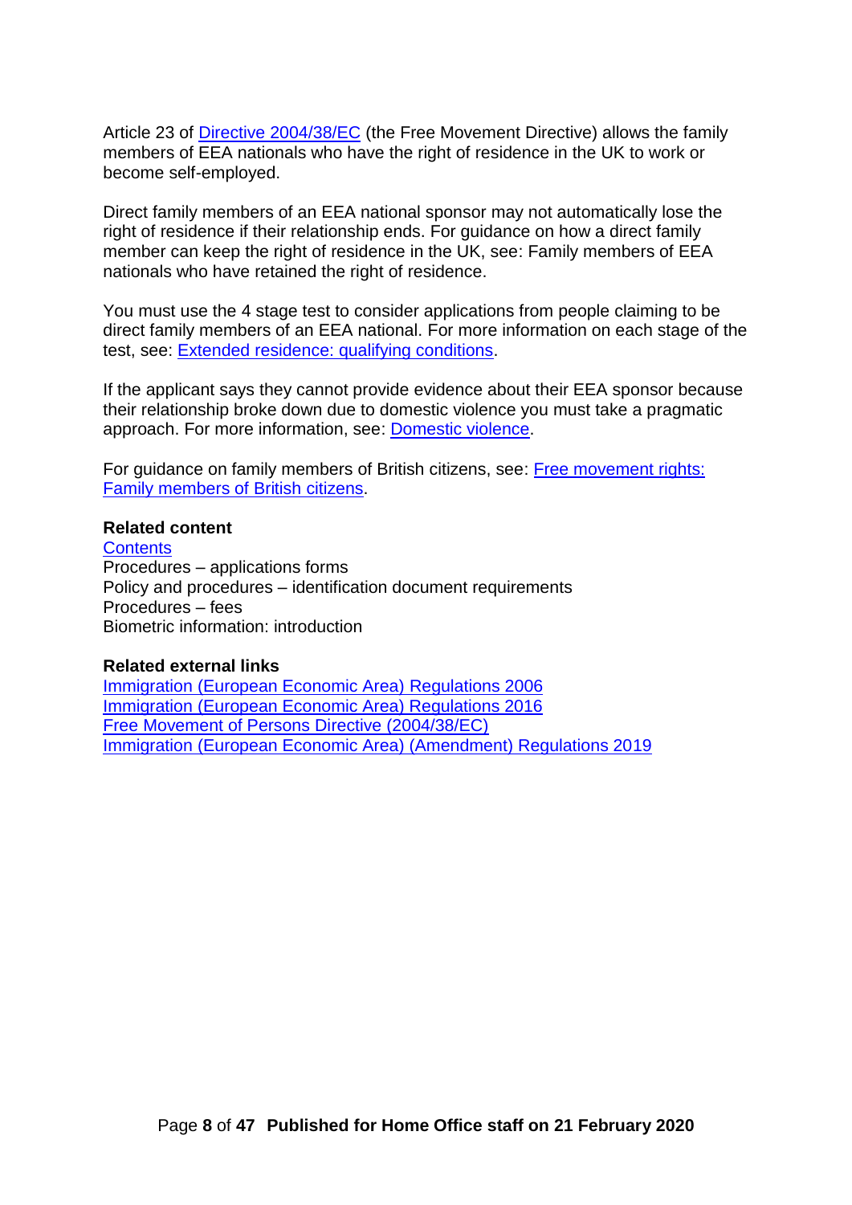Article 23 of Directive 2004/38/EC (the Free Movement Directive) allows the family members of EEA nationals who have the right of residence in the UK to work or become self-employed.

Direct family members of an EEA national sponsor may not automatically lose the right of residence if their relationship ends. For guidance on how a direct family member can keep the right of residence in the UK, see: Family members of EEA nationals who have retained the right of residence.

You must use the 4 stage test to consider applications from people claiming to be direct family members of an EEA national. For more information on each stage of the test, see: Extended residence: qualifying conditions.

If the applicant says they cannot provide evidence about their EEA sponsor because their relationship broke down due to domestic violence you must take a pragmatic approach. For more information, see: Domestic violence.

For guidance on family members of British citizens, see: Free movement rights: Family members of British citizens.

**Related content**

Contents
Procedures – applications forms
Policy and procedures – identification document requirements
Procedures – fees
Biometric information: introduction

**Related external links**

Immigration (European Economic Area) Regulations 2006
Immigration (European Economic Area) Regulations 2016
Free Movement of Persons Directive (2004/38/EC)
Immigration (European Economic Area) (Amendment) Regulations 2019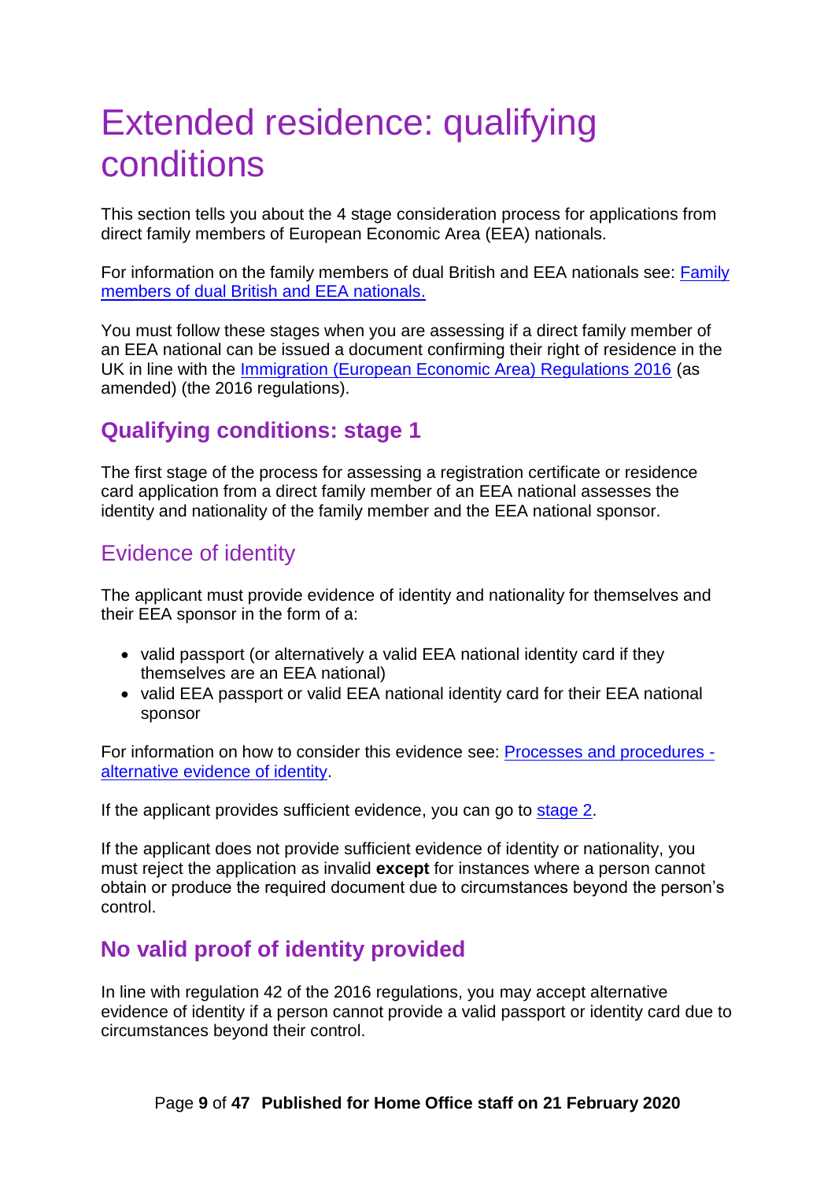# Extended residence: qualifying conditions

This section tells you about the 4 stage consideration process for applications from direct family members of European Economic Area (EEA) nationals.

For information on the family members of dual British and EEA nationals see: [Family members of dual British and EEA nationals.]()

You must follow these stages when you are assessing if a direct family member of an EEA national can be issued a document confirming their right of residence in the UK in line with the [Immigration (European Economic Area) Regulations 2016]() (as amended) (the 2016 regulations).

## Qualifying conditions: stage 1

The first stage of the process for assessing a registration certificate or residence card application from a direct family member of an EEA national assesses the identity and nationality of the family member and the EEA national sponsor.

### Evidence of identity

The applicant must provide evidence of identity and nationality for themselves and their EEA sponsor in the form of a:

- valid passport (or alternatively a valid EEA national identity card if they themselves are an EEA national)
- valid EEA passport or valid EEA national identity card for their EEA national sponsor

For information on how to consider this evidence see: [Processes and procedures - alternative evidence of identity]().

If the applicant provides sufficient evidence, you can go to [stage 2]().

If the applicant does not provide sufficient evidence of identity or nationality, you must reject the application as invalid **except** for instances where a person cannot obtain or produce the required document due to circumstances beyond the person's control.

## No valid proof of identity provided

In line with regulation 42 of the 2016 regulations, you may accept alternative evidence of identity if a person cannot provide a valid passport or identity card due to circumstances beyond their control.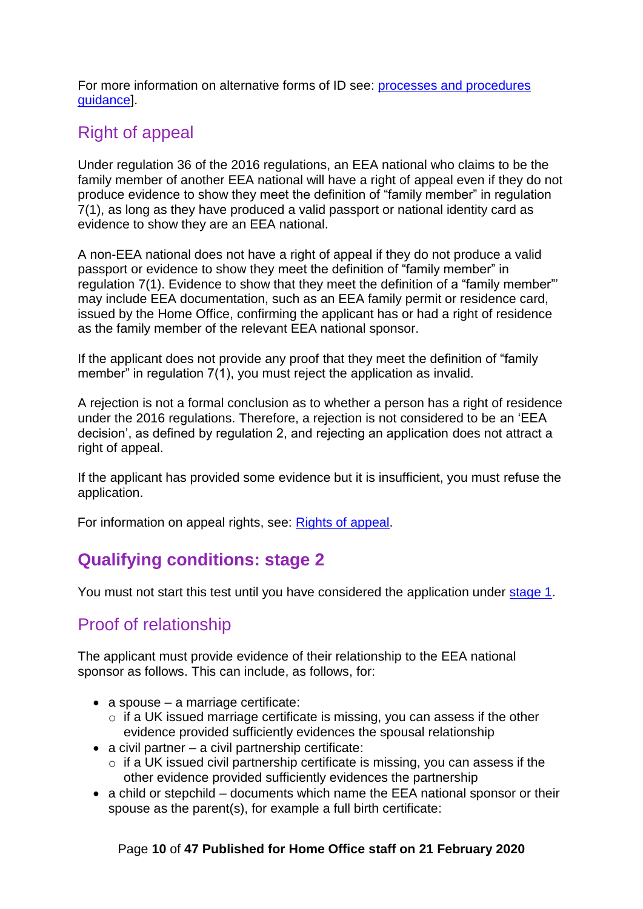For more information on alternative forms of ID see: [processes and procedures guidance]].

## Right of appeal

Under regulation 36 of the 2016 regulations, an EEA national who claims to be the family member of another EEA national will have a right of appeal even if they do not produce evidence to show they meet the definition of "family member" in regulation 7(1), as long as they have produced a valid passport or national identity card as evidence to show they are an EEA national.

A non-EEA national does not have a right of appeal if they do not produce a valid passport or evidence to show they meet the definition of "family member" in regulation 7(1). Evidence to show that they meet the definition of a "family member"' may include EEA documentation, such as an EEA family permit or residence card, issued by the Home Office, confirming the applicant has or had a right of residence as the family member of the relevant EEA national sponsor.

If the applicant does not provide any proof that they meet the definition of "family member" in regulation 7(1), you must reject the application as invalid.

A rejection is not a formal conclusion as to whether a person has a right of residence under the 2016 regulations. Therefore, a rejection is not considered to be an 'EEA decision', as defined by regulation 2, and rejecting an application does not attract a right of appeal.

If the applicant has provided some evidence but it is insufficient, you must refuse the application.

For information on appeal rights, see: [Rights of appeal].

# Qualifying conditions: stage 2

You must not start this test until you have considered the application under [stage 1].

## Proof of relationship

The applicant must provide evidence of their relationship to the EEA national sponsor as follows. This can include, as follows, for:

- a spouse – a marriage certificate:
  - if a UK issued marriage certificate is missing, you can assess if the other evidence provided sufficiently evidences the spousal relationship
- a civil partner – a civil partnership certificate:
  - if a UK issued civil partnership certificate is missing, you can assess if the other evidence provided sufficiently evidences the partnership
- a child or stepchild – documents which name the EEA national sponsor or their spouse as the parent(s), for example a full birth certificate: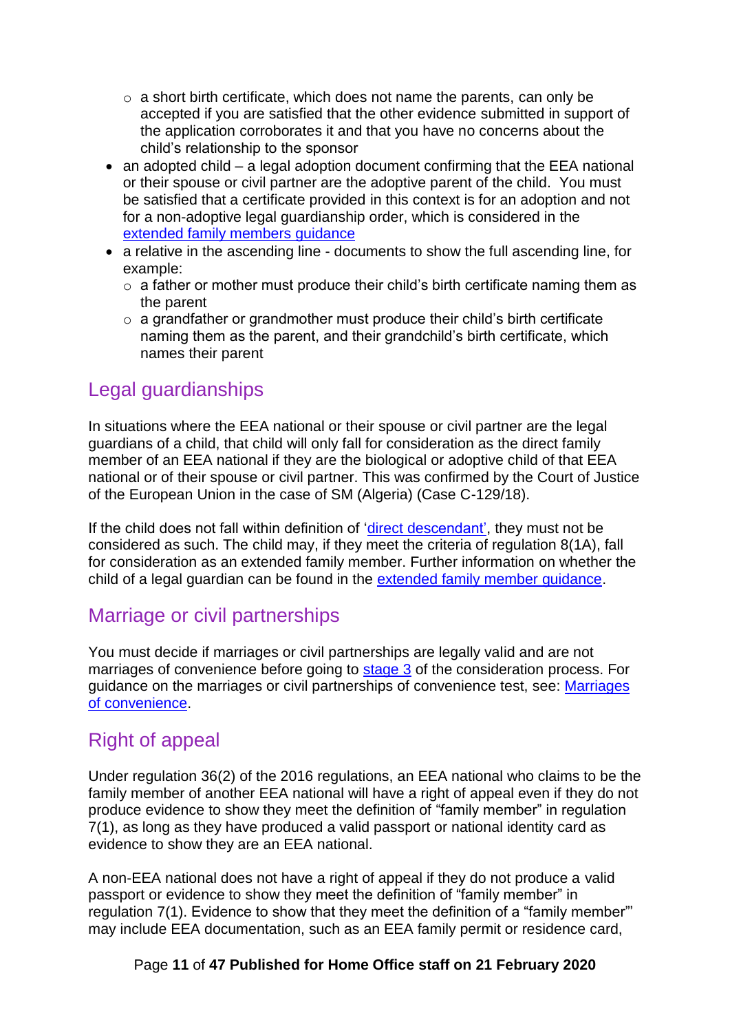- a short birth certificate, which does not name the parents, can only be accepted if you are satisfied that the other evidence submitted in support of the application corroborates it and that you have no concerns about the child's relationship to the sponsor
- an adopted child – a legal adoption document confirming that the EEA national or their spouse or civil partner are the adoptive parent of the child. You must be satisfied that a certificate provided in this context is for an adoption and not for a non-adoptive legal guardianship order, which is considered in the extended family members guidance
- a relative in the ascending line - documents to show the full ascending line, for example:
    - a father or mother must produce their child's birth certificate naming them as the parent
    - a grandfather or grandmother must produce their child's birth certificate naming them as the parent, and their grandchild's birth certificate, which names their parent

## Legal guardianships

In situations where the EEA national or their spouse or civil partner are the legal guardians of a child, that child will only fall for consideration as the direct family member of an EEA national if they are the biological or adoptive child of that EEA national or of their spouse or civil partner. This was confirmed by the Court of Justice of the European Union in the case of SM (Algeria) (Case C-129/18).

If the child does not fall within definition of 'direct descendant', they must not be considered as such. The child may, if they meet the criteria of regulation 8(1A), fall for consideration as an extended family member. Further information on whether the child of a legal guardian can be found in the extended family member guidance.

## Marriage or civil partnerships

You must decide if marriages or civil partnerships are legally valid and are not marriages of convenience before going to stage 3 of the consideration process. For guidance on the marriages or civil partnerships of convenience test, see: Marriages of convenience.

## Right of appeal

Under regulation 36(2) of the 2016 regulations, an EEA national who claims to be the family member of another EEA national will have a right of appeal even if they do not produce evidence to show they meet the definition of "family member" in regulation 7(1), as long as they have produced a valid passport or national identity card as evidence to show they are an EEA national.

A non-EEA national does not have a right of appeal if they do not produce a valid passport or evidence to show they meet the definition of "family member" in regulation 7(1). Evidence to show that they meet the definition of a "family member"' may include EEA documentation, such as an EEA family permit or residence card,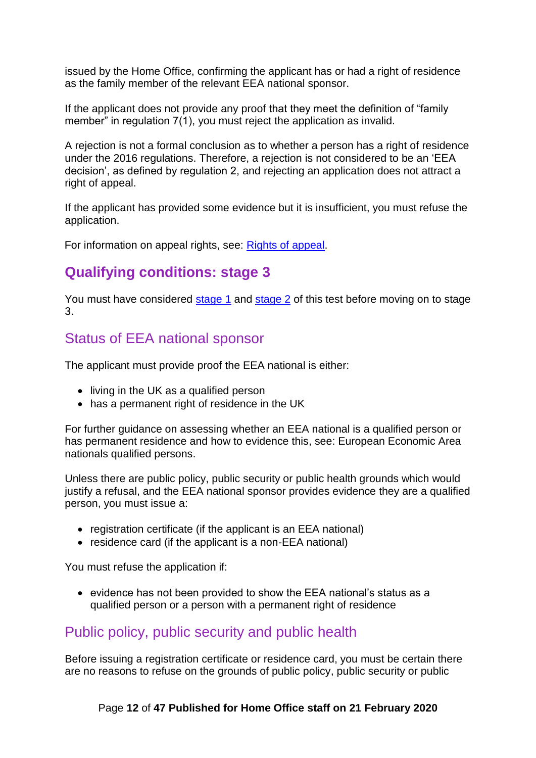issued by the Home Office, confirming the applicant has or had a right of residence as the family member of the relevant EEA national sponsor.

If the applicant does not provide any proof that they meet the definition of "family member" in regulation 7(1), you must reject the application as invalid.

A rejection is not a formal conclusion as to whether a person has a right of residence under the 2016 regulations. Therefore, a rejection is not considered to be an 'EEA decision', as defined by regulation 2, and rejecting an application does not attract a right of appeal.

If the applicant has provided some evidence but it is insufficient, you must refuse the application.

For information on appeal rights, see: Rights of appeal.

## Qualifying conditions: stage 3

You must have considered stage 1 and stage 2 of this test before moving on to stage 3.

### Status of EEA national sponsor

The applicant must provide proof the EEA national is either:

- living in the UK as a qualified person
- has a permanent right of residence in the UK

For further guidance on assessing whether an EEA national is a qualified person or has permanent residence and how to evidence this, see: European Economic Area nationals qualified persons.

Unless there are public policy, public security or public health grounds which would justify a refusal, and the EEA national sponsor provides evidence they are a qualified person, you must issue a:

- registration certificate (if the applicant is an EEA national)
- residence card (if the applicant is a non-EEA national)

You must refuse the application if:

- evidence has not been provided to show the EEA national's status as a qualified person or a person with a permanent right of residence

### Public policy, public security and public health

Before issuing a registration certificate or residence card, you must be certain there are no reasons to refuse on the grounds of public policy, public security or public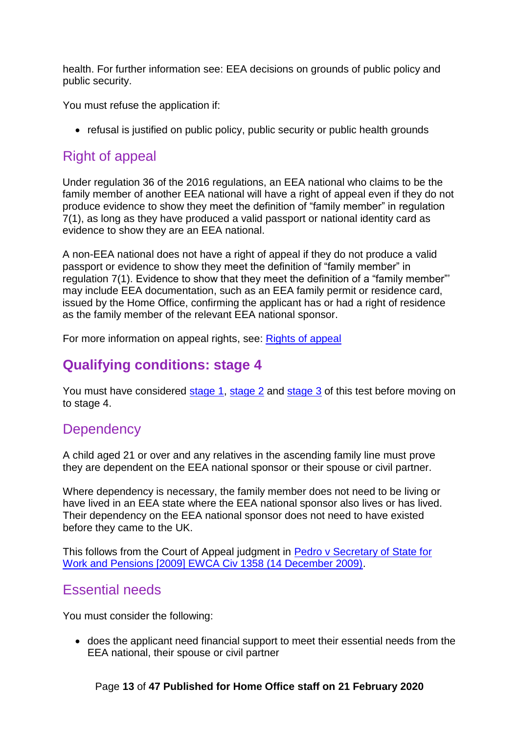health. For further information see: EEA decisions on grounds of public policy and public security.

You must refuse the application if:

- refusal is justified on public policy, public security or public health grounds

## Right of appeal

Under regulation 36 of the 2016 regulations, an EEA national who claims to be the family member of another EEA national will have a right of appeal even if they do not produce evidence to show they meet the definition of “family member” in regulation 7(1), as long as they have produced a valid passport or national identity card as evidence to show they are an EEA national.

A non-EEA national does not have a right of appeal if they do not produce a valid passport or evidence to show they meet the definition of “family member” in regulation 7(1). Evidence to show that they meet the definition of a “family member”' may include EEA documentation, such as an EEA family permit or residence card, issued by the Home Office, confirming the applicant has or had a right of residence as the family member of the relevant EEA national sponsor.

For more information on appeal rights, see: [Rights of appeal]

# Qualifying conditions: stage 4

You must have considered [stage 1], [stage 2] and [stage 3] of this test before moving on to stage 4.

## Dependency

A child aged 21 or over and any relatives in the ascending family line must prove they are dependent on the EEA national sponsor or their spouse or civil partner.

Where dependency is necessary, the family member does not need to be living or have lived in an EEA state where the EEA national sponsor also lives or has lived. Their dependency on the EEA national sponsor does not need to have existed before they came to the UK.

This follows from the Court of Appeal judgment in [Pedro v Secretary of State for Work and Pensions [2009] EWCA Civ 1358 (14 December 2009)].

## Essential needs

You must consider the following:

- does the applicant need financial support to meet their essential needs from the EEA national, their spouse or civil partner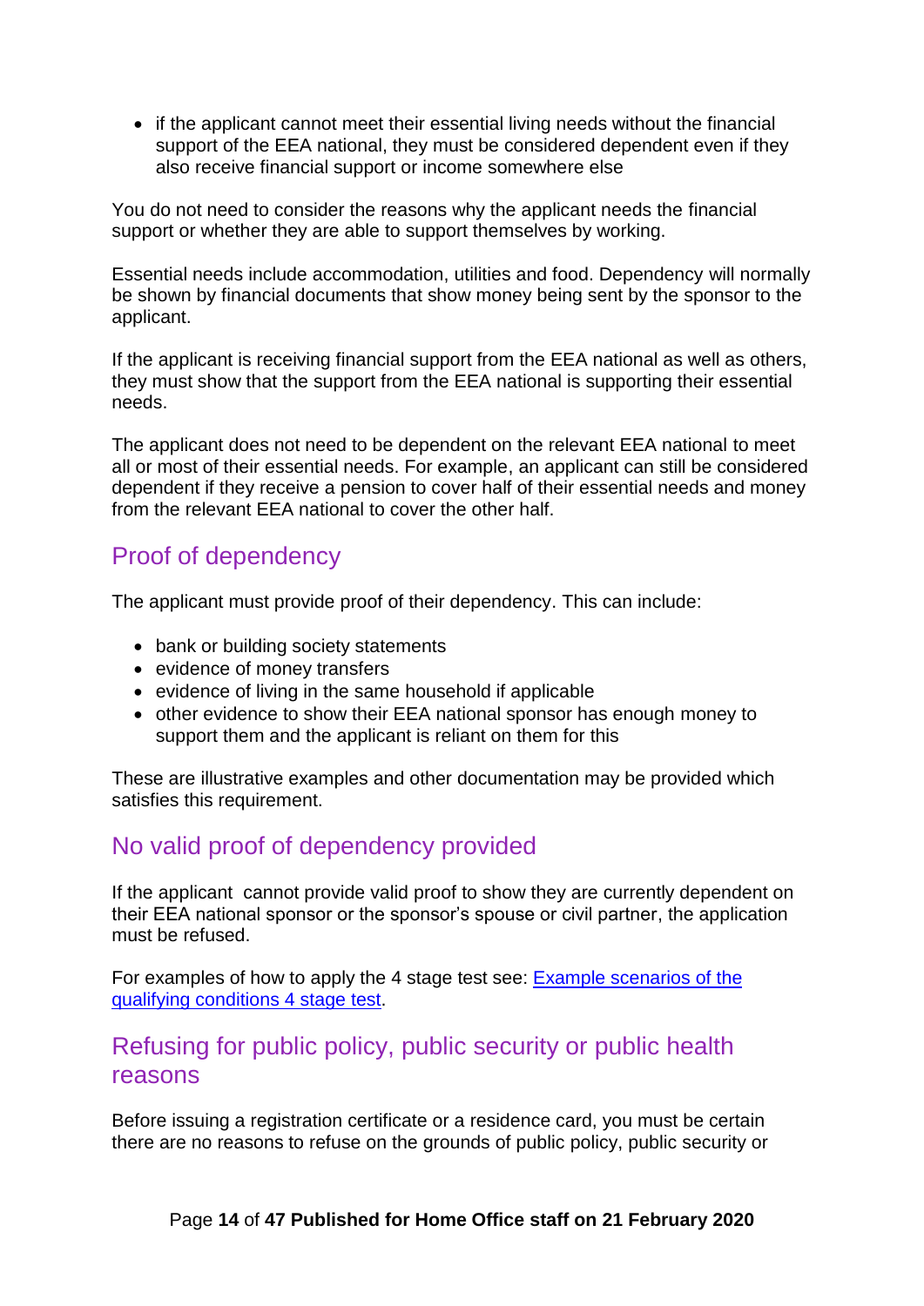- if the applicant cannot meet their essential living needs without the financial support of the EEA national, they must be considered dependent even if they also receive financial support or income somewhere else

You do not need to consider the reasons why the applicant needs the financial support or whether they are able to support themselves by working.

Essential needs include accommodation, utilities and food. Dependency will normally be shown by financial documents that show money being sent by the sponsor to the applicant.

If the applicant is receiving financial support from the EEA national as well as others, they must show that the support from the EEA national is supporting their essential needs.

The applicant does not need to be dependent on the relevant EEA national to meet all or most of their essential needs. For example, an applicant can still be considered dependent if they receive a pension to cover half of their essential needs and money from the relevant EEA national to cover the other half.

## Proof of dependency

The applicant must provide proof of their dependency. This can include:

- bank or building society statements
- evidence of money transfers
- evidence of living in the same household if applicable
- other evidence to show their EEA national sponsor has enough money to support them and the applicant is reliant on them for this

These are illustrative examples and other documentation may be provided which satisfies this requirement.

## No valid proof of dependency provided

If the applicant cannot provide valid proof to show they are currently dependent on their EEA national sponsor or the sponsor's spouse or civil partner, the application must be refused.

For examples of how to apply the 4 stage test see: [Example scenarios of the qualifying conditions 4 stage test](#).

## Refusing for public policy, public security or public health reasons

Before issuing a registration certificate or a residence card, you must be certain there are no reasons to refuse on the grounds of public policy, public security or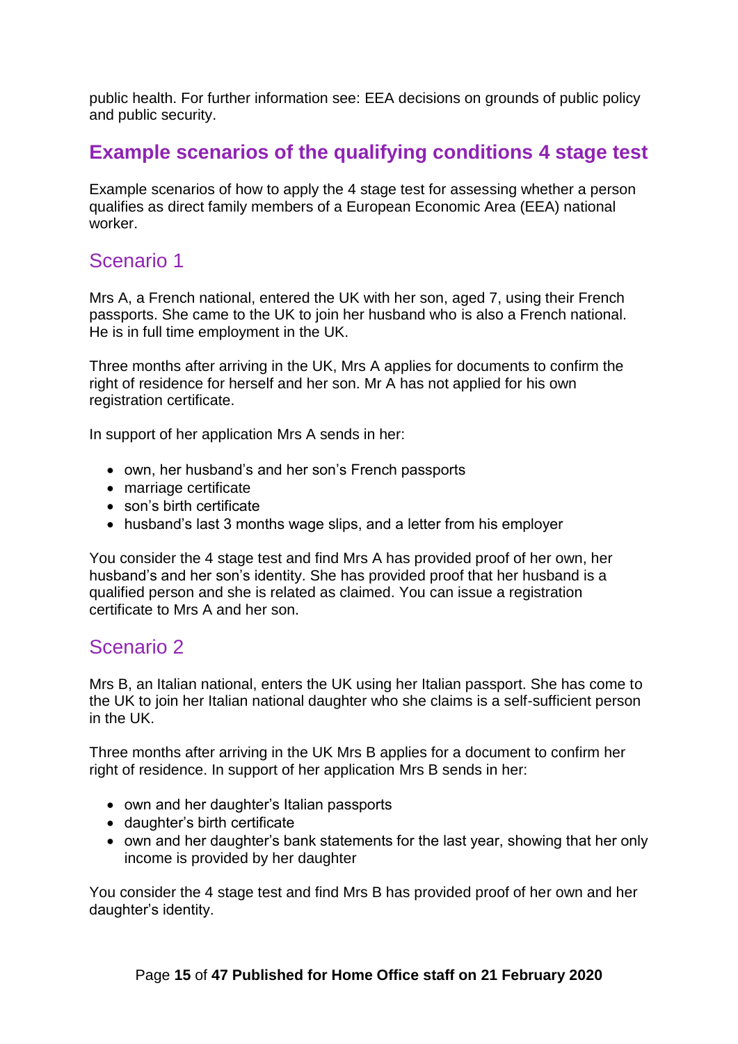public health. For further information see: EEA decisions on grounds of public policy and public security.

## Example scenarios of the qualifying conditions 4 stage test

Example scenarios of how to apply the 4 stage test for assessing whether a person qualifies as direct family members of a European Economic Area (EEA) national worker.

### Scenario 1

Mrs A, a French national, entered the UK with her son, aged 7, using their French passports. She came to the UK to join her husband who is also a French national. He is in full time employment in the UK.

Three months after arriving in the UK, Mrs A applies for documents to confirm the right of residence for herself and her son. Mr A has not applied for his own registration certificate.

In support of her application Mrs A sends in her:

- own, her husband's and her son's French passports
- marriage certificate
- son's birth certificate
- husband's last 3 months wage slips, and a letter from his employer

You consider the 4 stage test and find Mrs A has provided proof of her own, her husband's and her son's identity. She has provided proof that her husband is a qualified person and she is related as claimed. You can issue a registration certificate to Mrs A and her son.

### Scenario 2

Mrs B, an Italian national, enters the UK using her Italian passport. She has come to the UK to join her Italian national daughter who she claims is a self-sufficient person in the UK.

Three months after arriving in the UK Mrs B applies for a document to confirm her right of residence. In support of her application Mrs B sends in her:

- own and her daughter's Italian passports
- daughter's birth certificate
- own and her daughter's bank statements for the last year, showing that her only income is provided by her daughter

You consider the 4 stage test and find Mrs B has provided proof of her own and her daughter's identity.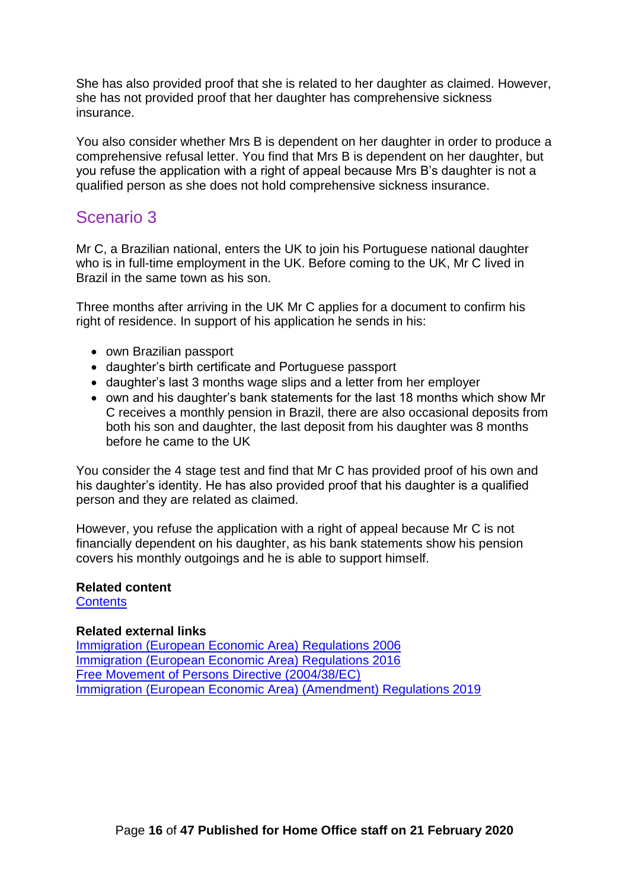She has also provided proof that she is related to her daughter as claimed. However, she has not provided proof that her daughter has comprehensive sickness insurance.

You also consider whether Mrs B is dependent on her daughter in order to produce a comprehensive refusal letter. You find that Mrs B is dependent on her daughter, but you refuse the application with a right of appeal because Mrs B's daughter is not a qualified person as she does not hold comprehensive sickness insurance.

## Scenario 3

Mr C, a Brazilian national, enters the UK to join his Portuguese national daughter who is in full-time employment in the UK. Before coming to the UK, Mr C lived in Brazil in the same town as his son.

Three months after arriving in the UK Mr C applies for a document to confirm his right of residence. In support of his application he sends in his:

- own Brazilian passport
- daughter's birth certificate and Portuguese passport
- daughter's last 3 months wage slips and a letter from her employer
- own and his daughter's bank statements for the last 18 months which show Mr C receives a monthly pension in Brazil, there are also occasional deposits from both his son and daughter, the last deposit from his daughter was 8 months before he came to the UK

You consider the 4 stage test and find that Mr C has provided proof of his own and his daughter's identity. He has also provided proof that his daughter is a qualified person and they are related as claimed.

However, you refuse the application with a right of appeal because Mr C is not financially dependent on his daughter, as his bank statements show his pension covers his monthly outgoings and he is able to support himself.

**Related content**
Contents

**Related external links**
Immigration (European Economic Area) Regulations 2006
Immigration (European Economic Area) Regulations 2016
Free Movement of Persons Directive (2004/38/EC)
Immigration (European Economic Area) (Amendment) Regulations 2019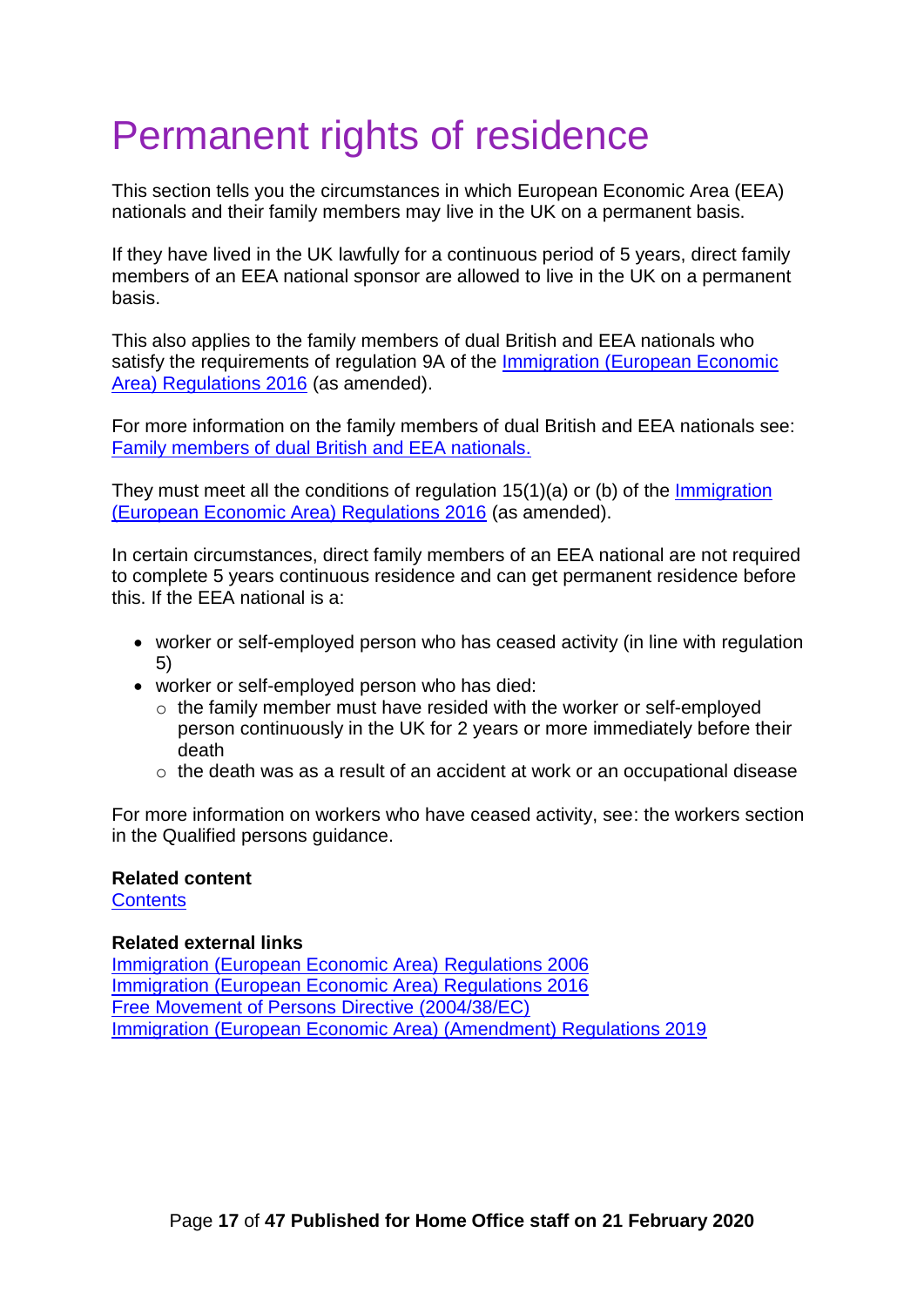# Permanent rights of residence

This section tells you the circumstances in which European Economic Area (EEA) nationals and their family members may live in the UK on a permanent basis.

If they have lived in the UK lawfully for a continuous period of 5 years, direct family members of an EEA national sponsor are allowed to live in the UK on a permanent basis.

This also applies to the family members of dual British and EEA nationals who satisfy the requirements of regulation 9A of the [Immigration (European Economic Area) Regulations 2016](#) (as amended).

For more information on the family members of dual British and EEA nationals see: [Family members of dual British and EEA nationals.](#)

They must meet all the conditions of regulation 15(1)(a) or (b) of the [Immigration (European Economic Area) Regulations 2016](#) (as amended).

In certain circumstances, direct family members of an EEA national are not required to complete 5 years continuous residence and can get permanent residence before this. If the EEA national is a:

- worker or self-employed person who has ceased activity (in line with regulation 5)
- worker or self-employed person who has died:
  - the family member must have resided with the worker or self-employed person continuously in the UK for 2 years or more immediately before their death
  - the death was as a result of an accident at work or an occupational disease

For more information on workers who have ceased activity, see: the workers section in the Qualified persons guidance.

**Related content**
[Contents](#)

**Related external links**
[Immigration (European Economic Area) Regulations 2006](#)
[Immigration (European Economic Area) Regulations 2016](#)
[Free Movement of Persons Directive (2004/38/EC)](#)
[Immigration (European Economic Area) (Amendment) Regulations 2019](#)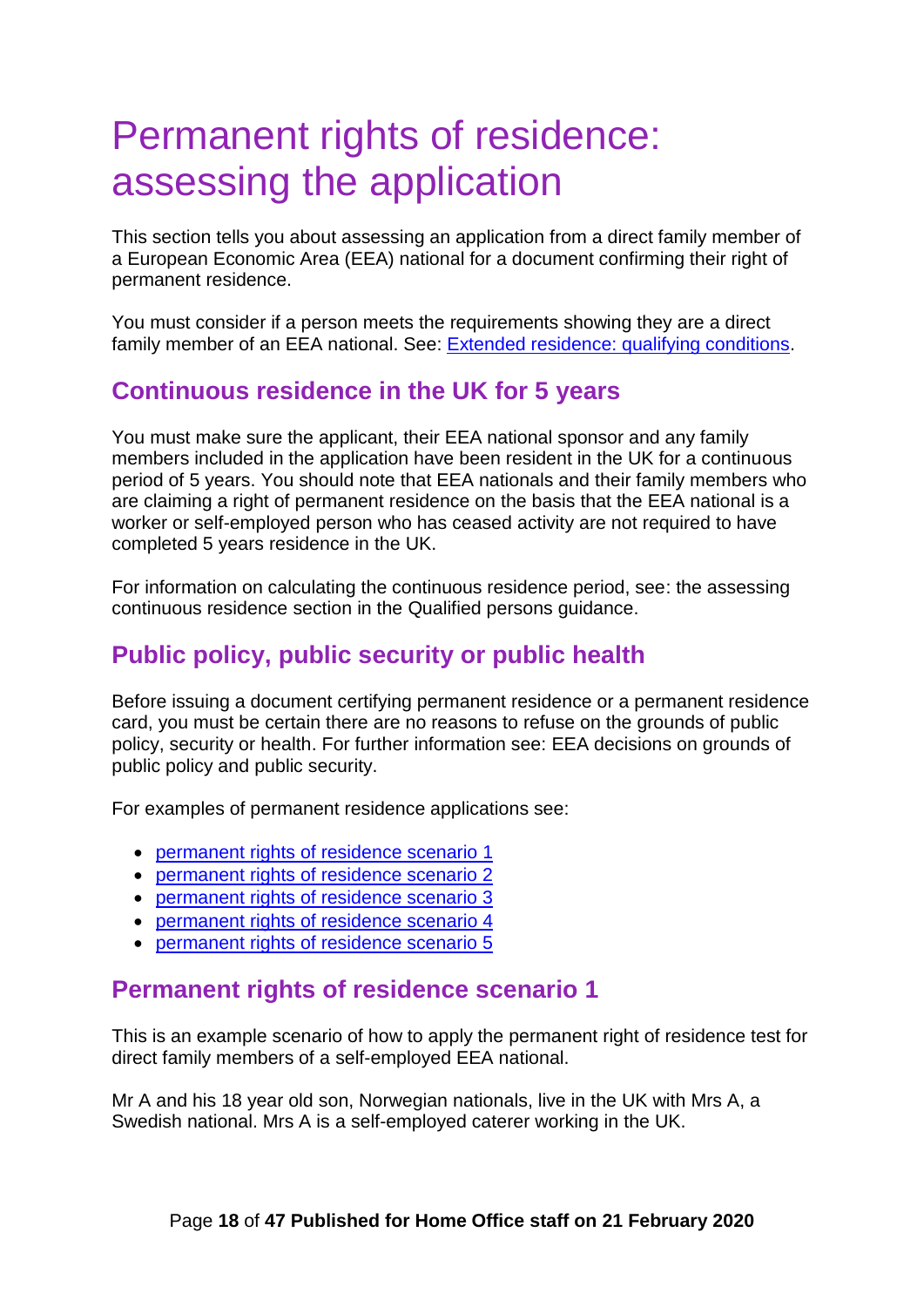# Permanent rights of residence: assessing the application

This section tells you about assessing an application from a direct family member of a European Economic Area (EEA) national for a document confirming their right of permanent residence.

You must consider if a person meets the requirements showing they are a direct family member of an EEA national. See: [Extended residence: qualifying conditions](#).

## Continuous residence in the UK for 5 years

You must make sure the applicant, their EEA national sponsor and any family members included in the application have been resident in the UK for a continuous period of 5 years. You should note that EEA nationals and their family members who are claiming a right of permanent residence on the basis that the EEA national is a worker or self-employed person who has ceased activity are not required to have completed 5 years residence in the UK.

For information on calculating the continuous residence period, see: the assessing continuous residence section in the Qualified persons guidance.

## Public policy, public security or public health

Before issuing a document certifying permanent residence or a permanent residence card, you must be certain there are no reasons to refuse on the grounds of public policy, security or health. For further information see: EEA decisions on grounds of public policy and public security.

For examples of permanent residence applications see:

- [permanent rights of residence scenario 1](#)
- [permanent rights of residence scenario 2](#)
- [permanent rights of residence scenario 3](#)
- [permanent rights of residence scenario 4](#)
- [permanent rights of residence scenario 5](#)

## Permanent rights of residence scenario 1

This is an example scenario of how to apply the permanent right of residence test for direct family members of a self-employed EEA national.

Mr A and his 18 year old son, Norwegian nationals, live in the UK with Mrs A, a Swedish national. Mrs A is a self-employed caterer working in the UK.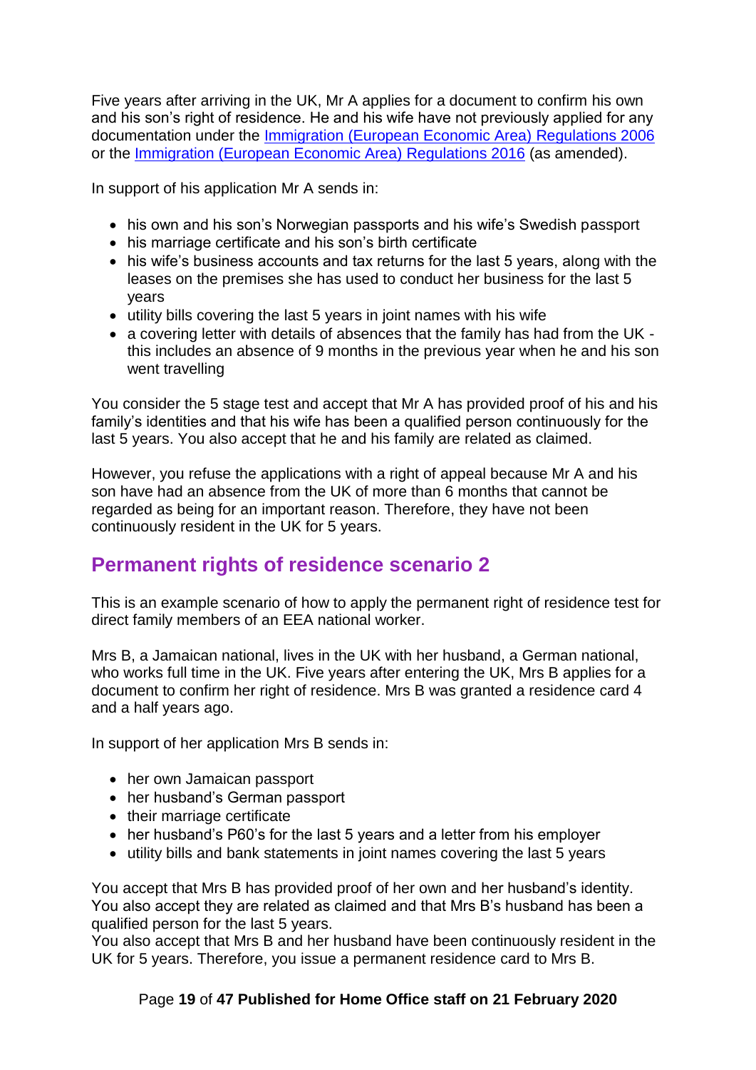Five years after arriving in the UK, Mr A applies for a document to confirm his own and his son's right of residence. He and his wife have not previously applied for any documentation under the Immigration (European Economic Area) Regulations 2006 or the Immigration (European Economic Area) Regulations 2016 (as amended).

In support of his application Mr A sends in:

- his own and his son's Norwegian passports and his wife's Swedish passport
- his marriage certificate and his son's birth certificate
- his wife's business accounts and tax returns for the last 5 years, along with the leases on the premises she has used to conduct her business for the last 5 years
- utility bills covering the last 5 years in joint names with his wife
- a covering letter with details of absences that the family has had from the UK - this includes an absence of 9 months in the previous year when he and his son went travelling

You consider the 5 stage test and accept that Mr A has provided proof of his and his family's identities and that his wife has been a qualified person continuously for the last 5 years. You also accept that he and his family are related as claimed.

However, you refuse the applications with a right of appeal because Mr A and his son have had an absence from the UK of more than 6 months that cannot be regarded as being for an important reason. Therefore, they have not been continuously resident in the UK for 5 years.

## Permanent rights of residence scenario 2

This is an example scenario of how to apply the permanent right of residence test for direct family members of an EEA national worker.

Mrs B, a Jamaican national, lives in the UK with her husband, a German national, who works full time in the UK. Five years after entering the UK, Mrs B applies for a document to confirm her right of residence. Mrs B was granted a residence card 4 and a half years ago.

In support of her application Mrs B sends in:

- her own Jamaican passport
- her husband's German passport
- their marriage certificate
- her husband's P60's for the last 5 years and a letter from his employer
- utility bills and bank statements in joint names covering the last 5 years

You accept that Mrs B has provided proof of her own and her husband's identity. You also accept they are related as claimed and that Mrs B's husband has been a qualified person for the last 5 years.
You also accept that Mrs B and her husband have been continuously resident in the UK for 5 years. Therefore, you issue a permanent residence card to Mrs B.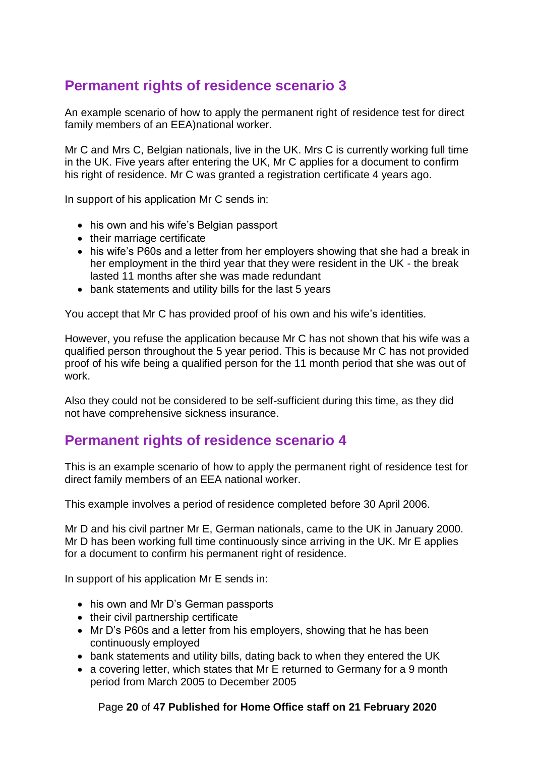## Permanent rights of residence scenario 3

An example scenario of how to apply the permanent right of residence test for direct family members of an EEA)national worker.

Mr C and Mrs C, Belgian nationals, live in the UK. Mrs C is currently working full time in the UK. Five years after entering the UK, Mr C applies for a document to confirm his right of residence. Mr C was granted a registration certificate 4 years ago.

In support of his application Mr C sends in:

- his own and his wife's Belgian passport
- their marriage certificate
- his wife's P60s and a letter from her employers showing that she had a break in her employment in the third year that they were resident in the UK - the break lasted 11 months after she was made redundant
- bank statements and utility bills for the last 5 years

You accept that Mr C has provided proof of his own and his wife's identities.

However, you refuse the application because Mr C has not shown that his wife was a qualified person throughout the 5 year period. This is because Mr C has not provided proof of his wife being a qualified person for the 11 month period that she was out of work.

Also they could not be considered to be self-sufficient during this time, as they did not have comprehensive sickness insurance.

## Permanent rights of residence scenario 4

This is an example scenario of how to apply the permanent right of residence test for direct family members of an EEA national worker.

This example involves a period of residence completed before 30 April 2006.

Mr D and his civil partner Mr E, German nationals, came to the UK in January 2000. Mr D has been working full time continuously since arriving in the UK. Mr E applies for a document to confirm his permanent right of residence.

In support of his application Mr E sends in:

- his own and Mr D's German passports
- their civil partnership certificate
- Mr D's P60s and a letter from his employers, showing that he has been continuously employed
- bank statements and utility bills, dating back to when they entered the UK
- a covering letter, which states that Mr E returned to Germany for a 9 month period from March 2005 to December 2005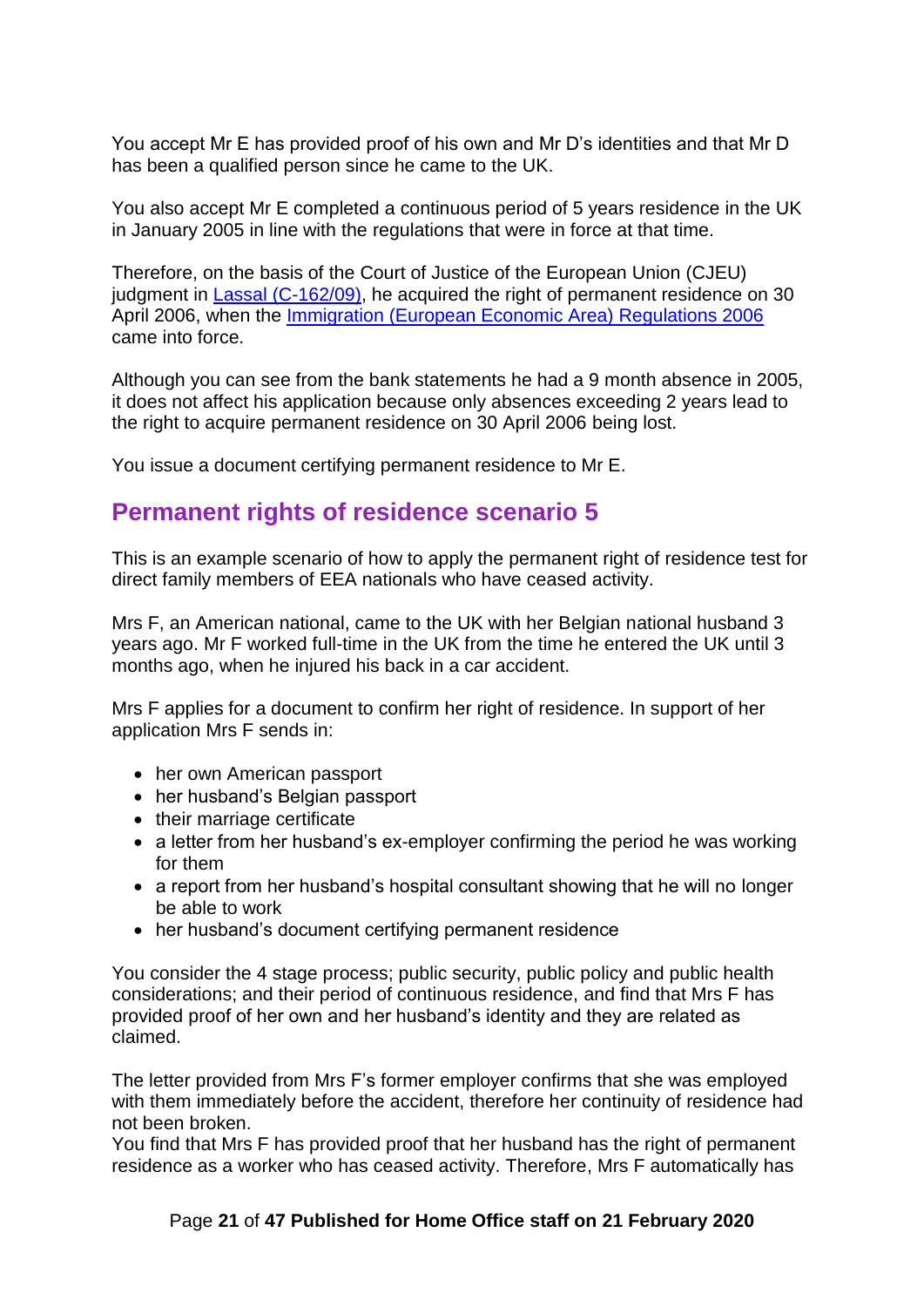You accept Mr E has provided proof of his own and Mr D's identities and that Mr D has been a qualified person since he came to the UK.

You also accept Mr E completed a continuous period of 5 years residence in the UK in January 2005 in line with the regulations that were in force at that time.

Therefore, on the basis of the Court of Justice of the European Union (CJEU) judgment in [Lassal (C-162/09)](), he acquired the right of permanent residence on 30 April 2006, when the [Immigration (European Economic Area) Regulations 2006]() came into force.

Although you can see from the bank statements he had a 9 month absence in 2005, it does not affect his application because only absences exceeding 2 years lead to the right to acquire permanent residence on 30 April 2006 being lost.

You issue a document certifying permanent residence to Mr E.

## Permanent rights of residence scenario 5

This is an example scenario of how to apply the permanent right of residence test for direct family members of EEA nationals who have ceased activity.

Mrs F, an American national, came to the UK with her Belgian national husband 3 years ago. Mr F worked full-time in the UK from the time he entered the UK until 3 months ago, when he injured his back in a car accident.

Mrs F applies for a document to confirm her right of residence. In support of her application Mrs F sends in:

- her own American passport
- her husband's Belgian passport
- their marriage certificate
- a letter from her husband's ex-employer confirming the period he was working for them
- a report from her husband's hospital consultant showing that he will no longer be able to work
- her husband's document certifying permanent residence

You consider the 4 stage process; public security, public policy and public health considerations; and their period of continuous residence, and find that Mrs F has provided proof of her own and her husband's identity and they are related as claimed.

The letter provided from Mrs F's former employer confirms that she was employed with them immediately before the accident, therefore her continuity of residence had not been broken.
You find that Mrs F has provided proof that her husband has the right of permanent residence as a worker who has ceased activity. Therefore, Mrs F automatically has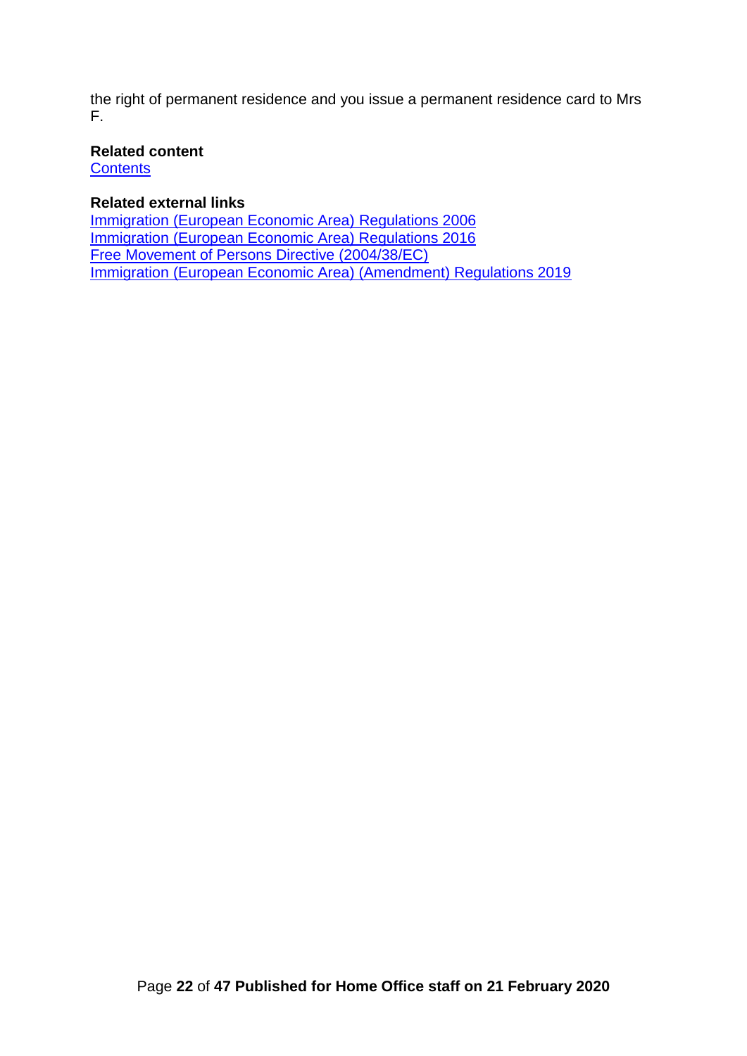the right of permanent residence and you issue a permanent residence card to Mrs F.

**Related content**
[Contents]

**Related external links**
[Immigration (European Economic Area) Regulations 2006]
[Immigration (European Economic Area) Regulations 2016]
[Free Movement of Persons Directive (2004/38/EC)]
[Immigration (European Economic Area) (Amendment) Regulations 2019]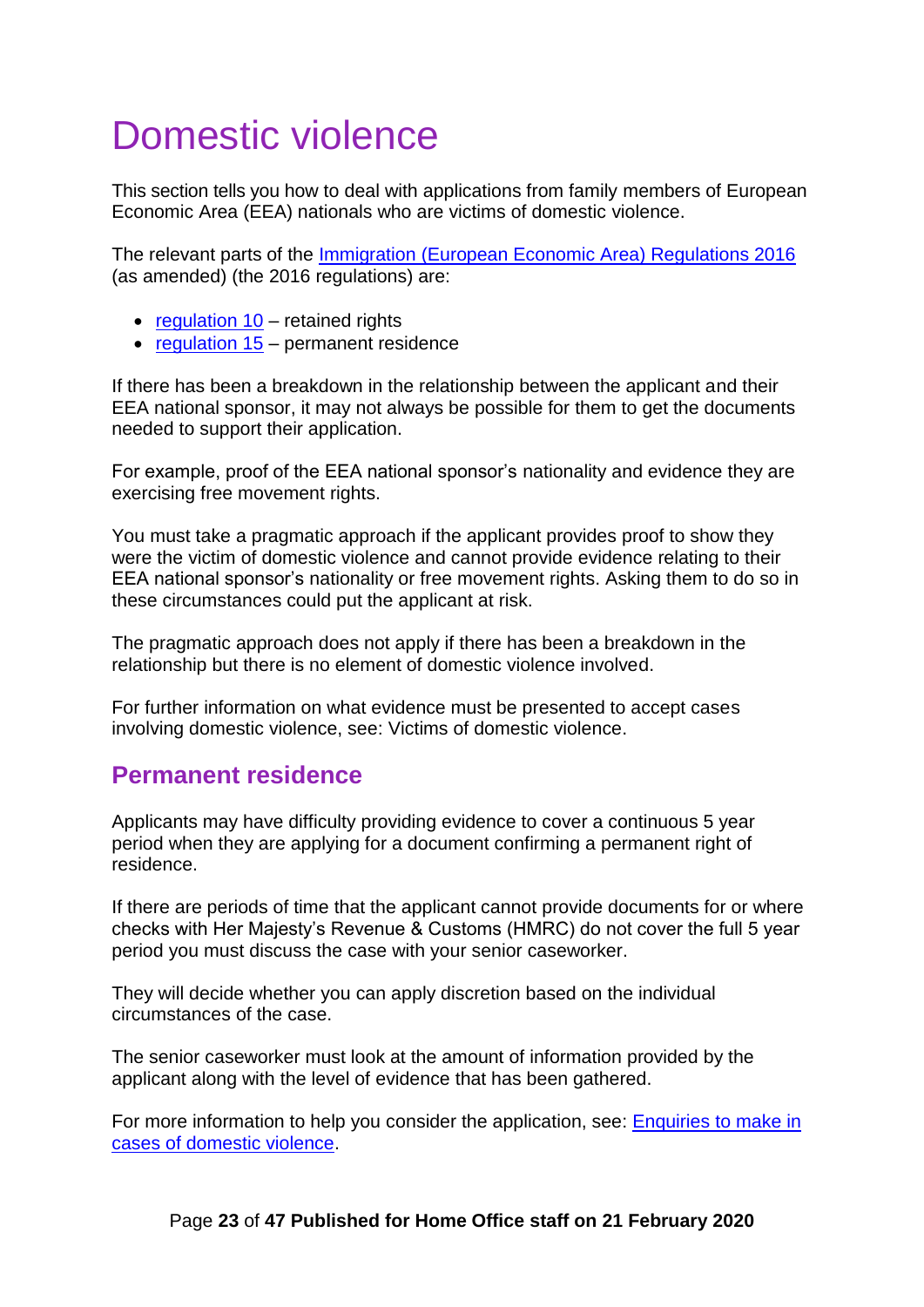# Domestic violence

This section tells you how to deal with applications from family members of European Economic Area (EEA) nationals who are victims of domestic violence.

The relevant parts of the [Immigration (European Economic Area) Regulations 2016](#) (as amended) (the 2016 regulations) are:

- [regulation 10](#) – retained rights
- [regulation 15](#) – permanent residence

If there has been a breakdown in the relationship between the applicant and their EEA national sponsor, it may not always be possible for them to get the documents needed to support their application.

For example, proof of the EEA national sponsor's nationality and evidence they are exercising free movement rights.

You must take a pragmatic approach if the applicant provides proof to show they were the victim of domestic violence and cannot provide evidence relating to their EEA national sponsor's nationality or free movement rights. Asking them to do so in these circumstances could put the applicant at risk.

The pragmatic approach does not apply if there has been a breakdown in the relationship but there is no element of domestic violence involved.

For further information on what evidence must be presented to accept cases involving domestic violence, see: Victims of domestic violence.

## Permanent residence

Applicants may have difficulty providing evidence to cover a continuous 5 year period when they are applying for a document confirming a permanent right of residence.

If there are periods of time that the applicant cannot provide documents for or where checks with Her Majesty's Revenue & Customs (HMRC) do not cover the full 5 year period you must discuss the case with your senior caseworker.

They will decide whether you can apply discretion based on the individual circumstances of the case.

The senior caseworker must look at the amount of information provided by the applicant along with the level of evidence that has been gathered.

For more information to help you consider the application, see: [Enquiries to make in cases of domestic violence](#).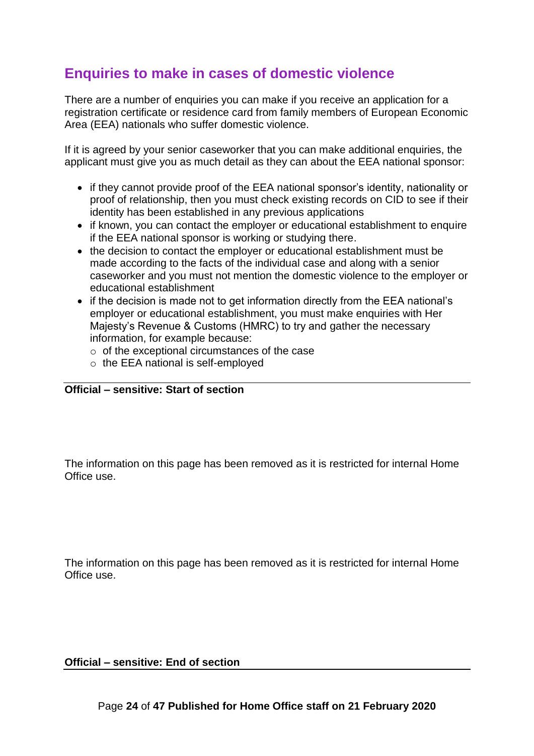## Enquiries to make in cases of domestic violence

There are a number of enquiries you can make if you receive an application for a registration certificate or residence card from family members of European Economic Area (EEA) nationals who suffer domestic violence.

If it is agreed by your senior caseworker that you can make additional enquiries, the applicant must give you as much detail as they can about the EEA national sponsor:

- if they cannot provide proof of the EEA national sponsor's identity, nationality or proof of relationship, then you must check existing records on CID to see if their identity has been established in any previous applications
- if known, you can contact the employer or educational establishment to enquire if the EEA national sponsor is working or studying there.
- the decision to contact the employer or educational establishment must be made according to the facts of the individual case and along with a senior caseworker and you must not mention the domestic violence to the employer or educational establishment
- if the decision is made not to get information directly from the EEA national's employer or educational establishment, you must make enquiries with Her Majesty's Revenue & Customs (HMRC) to try and gather the necessary information, for example because:
  - of the exceptional circumstances of the case
  - the EEA national is self-employed

**Official – sensitive: Start of section**

The information on this page has been removed as it is restricted for internal Home Office use.

The information on this page has been removed as it is restricted for internal Home Office use.

**Official – sensitive: End of section**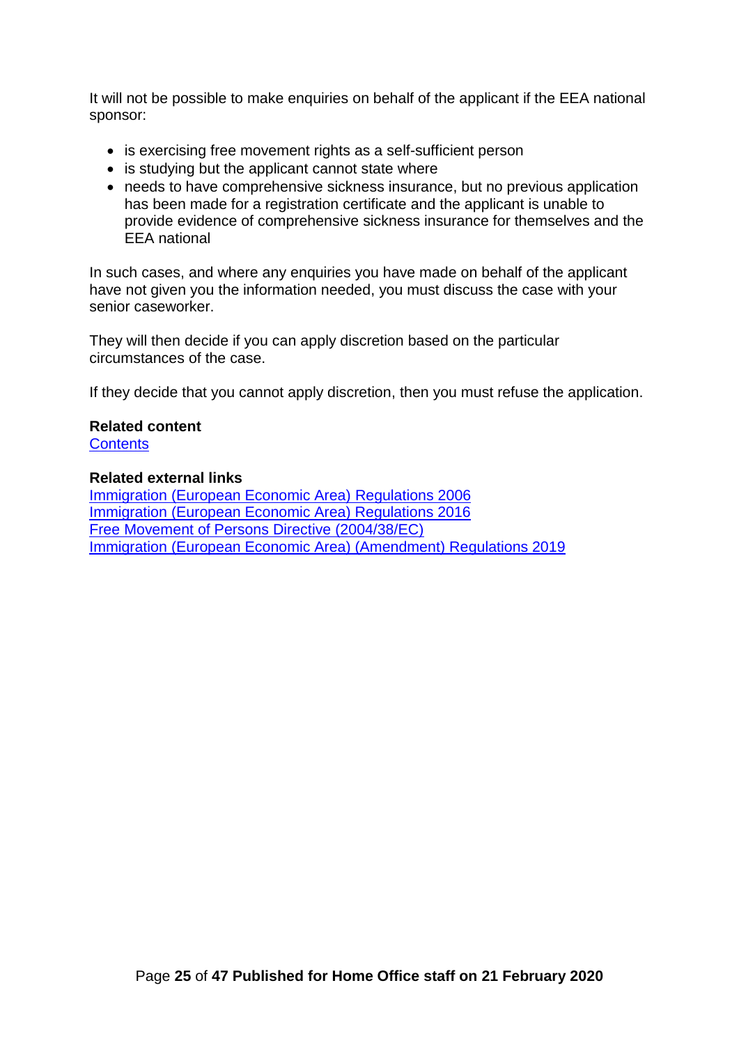It will not be possible to make enquiries on behalf of the applicant if the EEA national sponsor:

- is exercising free movement rights as a self-sufficient person
- is studying but the applicant cannot state where
- needs to have comprehensive sickness insurance, but no previous application has been made for a registration certificate and the applicant is unable to provide evidence of comprehensive sickness insurance for themselves and the EEA national

In such cases, and where any enquiries you have made on behalf of the applicant have not given you the information needed, you must discuss the case with your senior caseworker.

They will then decide if you can apply discretion based on the particular circumstances of the case.

If they decide that you cannot apply discretion, then you must refuse the application.

**Related content**
Contents

**Related external links**
Immigration (European Economic Area) Regulations 2006
Immigration (European Economic Area) Regulations 2016
Free Movement of Persons Directive (2004/38/EC)
Immigration (European Economic Area) (Amendment) Regulations 2019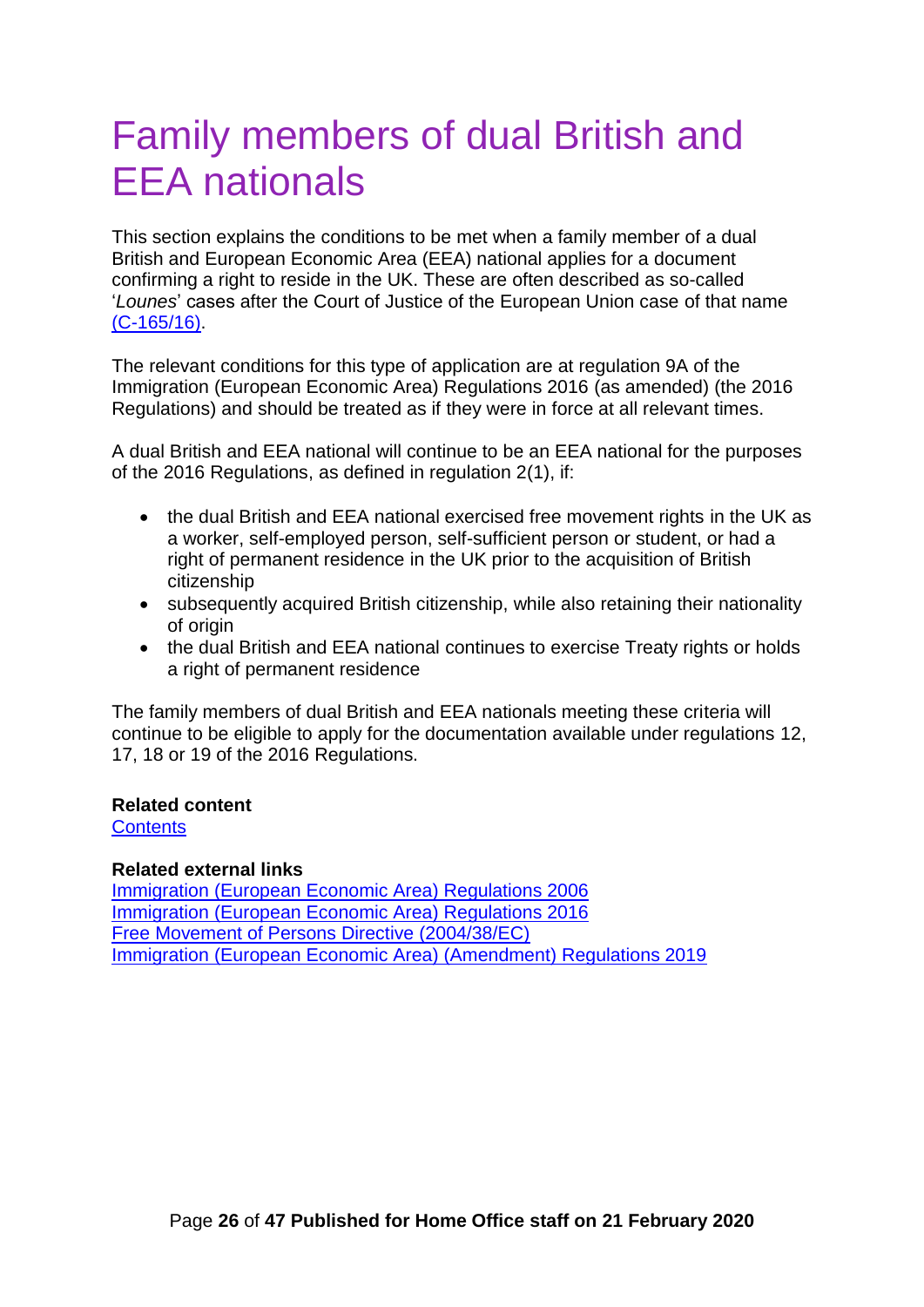# Family members of dual British and EEA nationals

This section explains the conditions to be met when a family member of a dual British and European Economic Area (EEA) national applies for a document confirming a right to reside in the UK. These are often described as so-called '*Lounes*' cases after the Court of Justice of the European Union case of that name (C-165/16).

The relevant conditions for this type of application are at regulation 9A of the Immigration (European Economic Area) Regulations 2016 (as amended) (the 2016 Regulations) and should be treated as if they were in force at all relevant times.

A dual British and EEA national will continue to be an EEA national for the purposes of the 2016 Regulations, as defined in regulation 2(1), if:

- the dual British and EEA national exercised free movement rights in the UK as a worker, self-employed person, self-sufficient person or student, or had a right of permanent residence in the UK prior to the acquisition of British citizenship
- subsequently acquired British citizenship, while also retaining their nationality of origin
- the dual British and EEA national continues to exercise Treaty rights or holds a right of permanent residence

The family members of dual British and EEA nationals meeting these criteria will continue to be eligible to apply for the documentation available under regulations 12, 17, 18 or 19 of the 2016 Regulations.

**Related content**
Contents

**Related external links**
Immigration (European Economic Area) Regulations 2006
Immigration (European Economic Area) Regulations 2016
Free Movement of Persons Directive (2004/38/EC)
Immigration (European Economic Area) (Amendment) Regulations 2019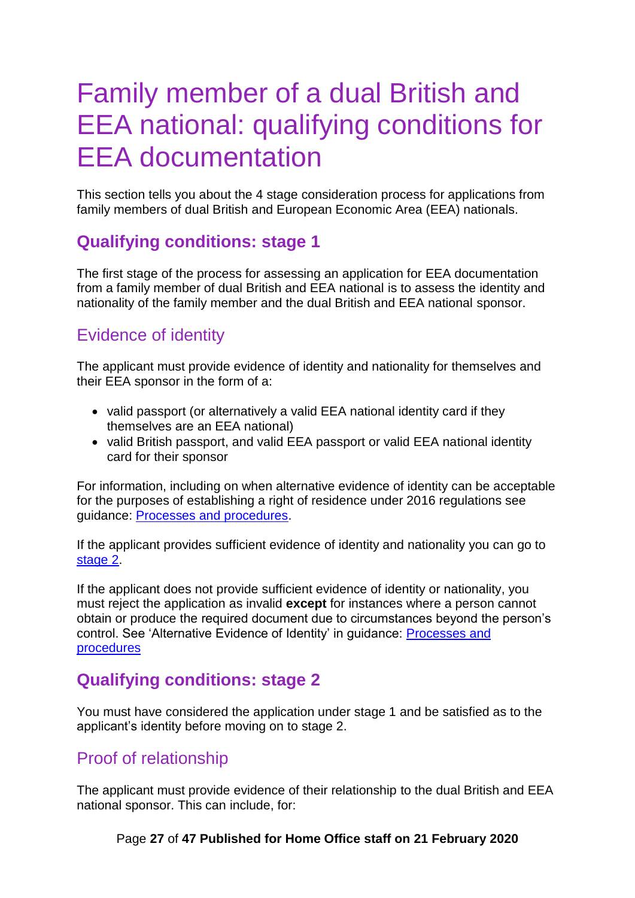# Family member of a dual British and EEA national: qualifying conditions for EEA documentation

This section tells you about the 4 stage consideration process for applications from family members of dual British and European Economic Area (EEA) nationals.

## Qualifying conditions: stage 1

The first stage of the process for assessing an application for EEA documentation from a family member of dual British and EEA national is to assess the identity and nationality of the family member and the dual British and EEA national sponsor.

### Evidence of identity

The applicant must provide evidence of identity and nationality for themselves and their EEA sponsor in the form of a:

- valid passport (or alternatively a valid EEA national identity card if they themselves are an EEA national)
- valid British passport, and valid EEA passport or valid EEA national identity card for their sponsor

For information, including on when alternative evidence of identity can be acceptable for the purposes of establishing a right of residence under 2016 regulations see guidance: Processes and procedures.

If the applicant provides sufficient evidence of identity and nationality you can go to stage 2.

If the applicant does not provide sufficient evidence of identity or nationality, you must reject the application as invalid **except** for instances where a person cannot obtain or produce the required document due to circumstances beyond the person's control. See 'Alternative Evidence of Identity' in guidance: Processes and procedures

## Qualifying conditions: stage 2

You must have considered the application under stage 1 and be satisfied as to the applicant's identity before moving on to stage 2.

### Proof of relationship

The applicant must provide evidence of their relationship to the dual British and EEA national sponsor. This can include, for: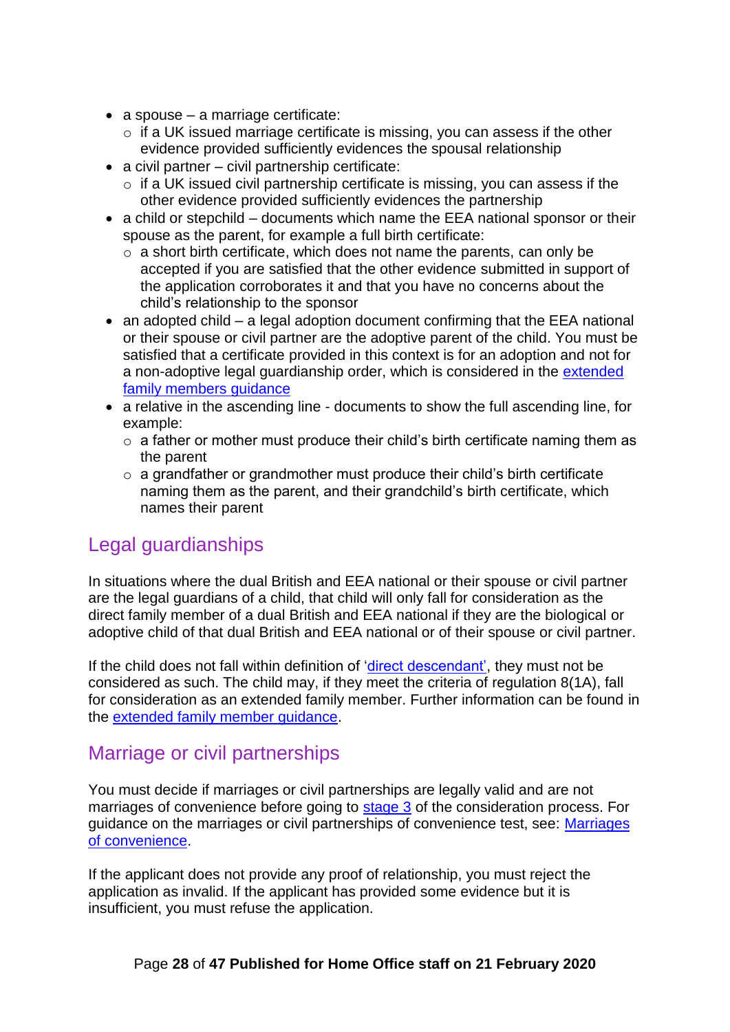- a spouse – a marriage certificate:
  - if a UK issued marriage certificate is missing, you can assess if the other evidence provided sufficiently evidences the spousal relationship
- a civil partner – civil partnership certificate:
  - if a UK issued civil partnership certificate is missing, you can assess if the other evidence provided sufficiently evidences the partnership
- a child or stepchild – documents which name the EEA national sponsor or their spouse as the parent, for example a full birth certificate:
  - a short birth certificate, which does not name the parents, can only be accepted if you are satisfied that the other evidence submitted in support of the application corroborates it and that you have no concerns about the child's relationship to the sponsor
- an adopted child – a legal adoption document confirming that the EEA national or their spouse or civil partner are the adoptive parent of the child. You must be satisfied that a certificate provided in this context is for an adoption and not for a non-adoptive legal guardianship order, which is considered in the extended family members guidance
- a relative in the ascending line - documents to show the full ascending line, for example:
  - a father or mother must produce their child's birth certificate naming them as the parent
  - a grandfather or grandmother must produce their child's birth certificate naming them as the parent, and their grandchild's birth certificate, which names their parent

## Legal guardianships

In situations where the dual British and EEA national or their spouse or civil partner are the legal guardians of a child, that child will only fall for consideration as the direct family member of a dual British and EEA national if they are the biological or adoptive child of that dual British and EEA national or of their spouse or civil partner.

If the child does not fall within definition of 'direct descendant', they must not be considered as such. The child may, if they meet the criteria of regulation 8(1A), fall for consideration as an extended family member. Further information can be found in the extended family member guidance.

## Marriage or civil partnerships

You must decide if marriages or civil partnerships are legally valid and are not marriages of convenience before going to stage 3 of the consideration process. For guidance on the marriages or civil partnerships of convenience test, see: Marriages of convenience.

If the applicant does not provide any proof of relationship, you must reject the application as invalid. If the applicant has provided some evidence but it is insufficient, you must refuse the application.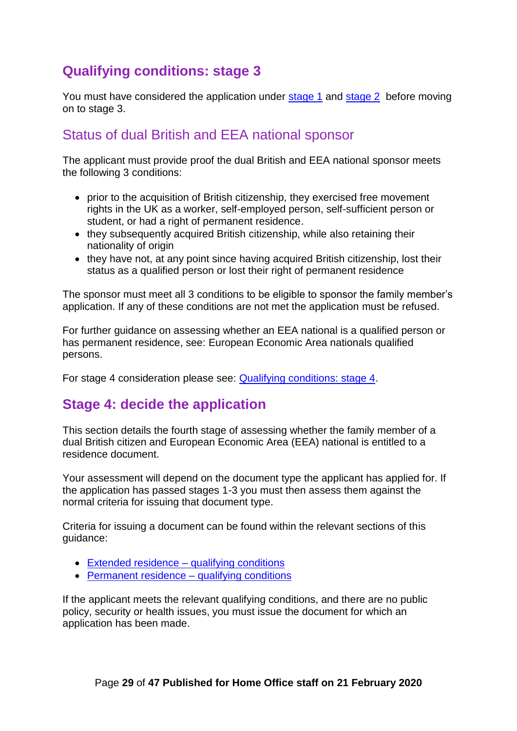## Qualifying conditions: stage 3

You must have considered the application under stage 1 and stage 2 before moving on to stage 3.

### Status of dual British and EEA national sponsor

The applicant must provide proof the dual British and EEA national sponsor meets the following 3 conditions:

- prior to the acquisition of British citizenship, they exercised free movement rights in the UK as a worker, self-employed person, self-sufficient person or student, or had a right of permanent residence.
- they subsequently acquired British citizenship, while also retaining their nationality of origin
- they have not, at any point since having acquired British citizenship, lost their status as a qualified person or lost their right of permanent residence

The sponsor must meet all 3 conditions to be eligible to sponsor the family member's application. If any of these conditions are not met the application must be refused.

For further guidance on assessing whether an EEA national is a qualified person or has permanent residence, see: European Economic Area nationals qualified persons.

For stage 4 consideration please see: Qualifying conditions: stage 4.

## Stage 4: decide the application

This section details the fourth stage of assessing whether the family member of a dual British citizen and European Economic Area (EEA) national is entitled to a residence document.

Your assessment will depend on the document type the applicant has applied for. If the application has passed stages 1-3 you must then assess them against the normal criteria for issuing that document type.

Criteria for issuing a document can be found within the relevant sections of this guidance:

- Extended residence – qualifying conditions
- Permanent residence – qualifying conditions

If the applicant meets the relevant qualifying conditions, and there are no public policy, security or health issues, you must issue the document for which an application has been made.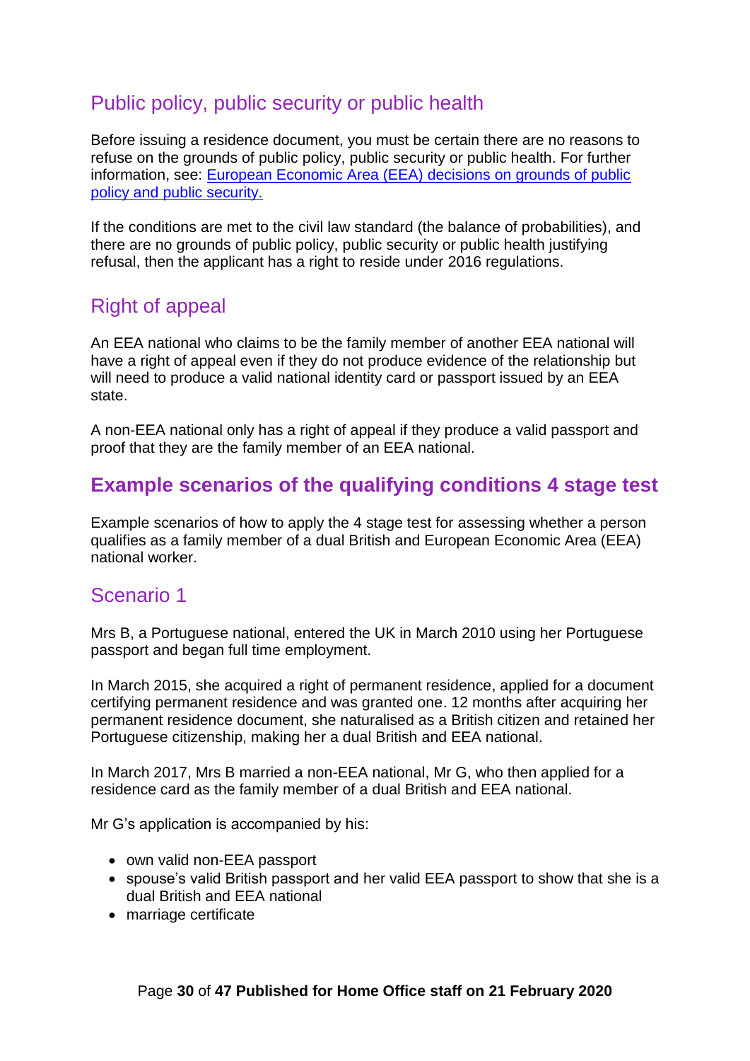## Public policy, public security or public health

Before issuing a residence document, you must be certain there are no reasons to refuse on the grounds of public policy, public security or public health. For further information, see: [European Economic Area (EEA) decisions on grounds of public policy and public security.]()

If the conditions are met to the civil law standard (the balance of probabilities), and there are no grounds of public policy, public security or public health justifying refusal, then the applicant has a right to reside under 2016 regulations.

## Right of appeal

An EEA national who claims to be the family member of another EEA national will have a right of appeal even if they do not produce evidence of the relationship but will need to produce a valid national identity card or passport issued by an EEA state.

A non-EEA national only has a right of appeal if they produce a valid passport and proof that they are the family member of an EEA national.

# Example scenarios of the qualifying conditions 4 stage test

Example scenarios of how to apply the 4 stage test for assessing whether a person qualifies as a family member of a dual British and European Economic Area (EEA) national worker.

## Scenario 1

Mrs B, a Portuguese national, entered the UK in March 2010 using her Portuguese passport and began full time employment.

In March 2015, she acquired a right of permanent residence, applied for a document certifying permanent residence and was granted one. 12 months after acquiring her permanent residence document, she naturalised as a British citizen and retained her Portuguese citizenship, making her a dual British and EEA national.

In March 2017, Mrs B married a non-EEA national, Mr G, who then applied for a residence card as the family member of a dual British and EEA national.

Mr G's application is accompanied by his:

- own valid non-EEA passport
- spouse's valid British passport and her valid EEA passport to show that she is a dual British and EEA national
- marriage certificate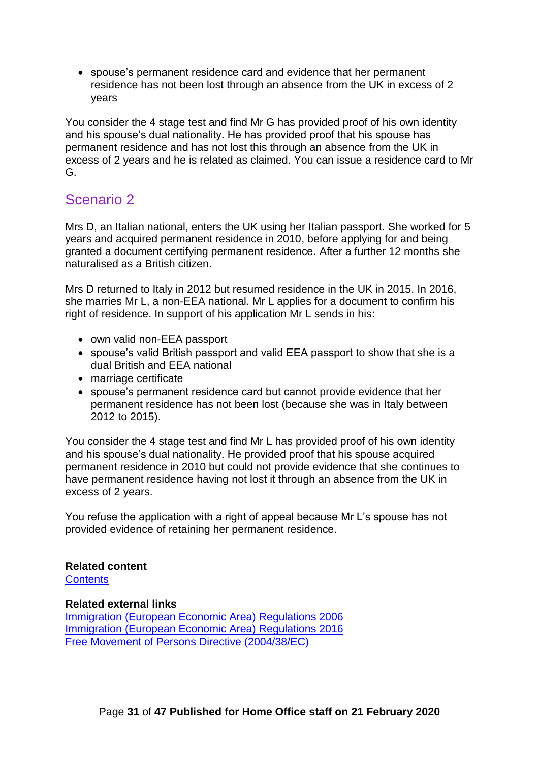- spouse's permanent residence card and evidence that her permanent residence has not been lost through an absence from the UK in excess of 2 years

You consider the 4 stage test and find Mr G has provided proof of his own identity and his spouse's dual nationality. He has provided proof that his spouse has permanent residence and has not lost this through an absence from the UK in excess of 2 years and he is related as claimed. You can issue a residence card to Mr G.

## Scenario 2

Mrs D, an Italian national, enters the UK using her Italian passport. She worked for 5 years and acquired permanent residence in 2010, before applying for and being granted a document certifying permanent residence. After a further 12 months she naturalised as a British citizen.

Mrs D returned to Italy in 2012 but resumed residence in the UK in 2015. In 2016, she marries Mr L, a non-EEA national. Mr L applies for a document to confirm his right of residence. In support of his application Mr L sends in his:

- own valid non-EEA passport
- spouse's valid British passport and valid EEA passport to show that she is a dual British and EEA national
- marriage certificate
- spouse's permanent residence card but cannot provide evidence that her permanent residence has not been lost (because she was in Italy between 2012 to 2015).

You consider the 4 stage test and find Mr L has provided proof of his own identity and his spouse's dual nationality. He provided proof that his spouse acquired permanent residence in 2010 but could not provide evidence that she continues to have permanent residence having not lost it through an absence from the UK in excess of 2 years.

You refuse the application with a right of appeal because Mr L's spouse has not provided evidence of retaining her permanent residence.

**Related content**
Contents

**Related external links**
Immigration (European Economic Area) Regulations 2006
Immigration (European Economic Area) Regulations 2016
Free Movement of Persons Directive (2004/38/EC)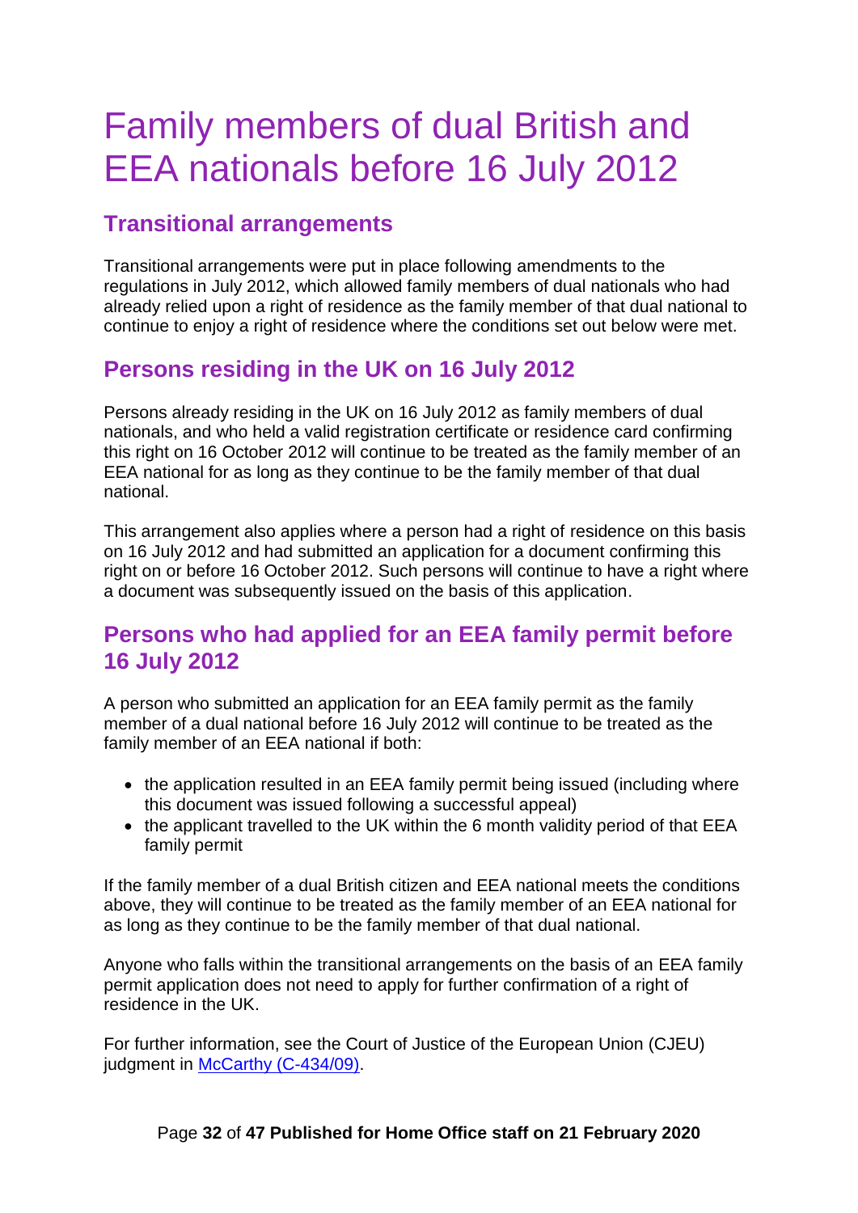# Family members of dual British and EEA nationals before 16 July 2012

## Transitional arrangements

Transitional arrangements were put in place following amendments to the regulations in July 2012, which allowed family members of dual nationals who had already relied upon a right of residence as the family member of that dual national to continue to enjoy a right of residence where the conditions set out below were met.

## Persons residing in the UK on 16 July 2012

Persons already residing in the UK on 16 July 2012 as family members of dual nationals, and who held a valid registration certificate or residence card confirming this right on 16 October 2012 will continue to be treated as the family member of an EEA national for as long as they continue to be the family member of that dual national.

This arrangement also applies where a person had a right of residence on this basis on 16 July 2012 and had submitted an application for a document confirming this right on or before 16 October 2012. Such persons will continue to have a right where a document was subsequently issued on the basis of this application.

## Persons who had applied for an EEA family permit before 16 July 2012

A person who submitted an application for an EEA family permit as the family member of a dual national before 16 July 2012 will continue to be treated as the family member of an EEA national if both:

- the application resulted in an EEA family permit being issued (including where this document was issued following a successful appeal)
- the applicant travelled to the UK within the 6 month validity period of that EEA family permit

If the family member of a dual British citizen and EEA national meets the conditions above, they will continue to be treated as the family member of an EEA national for as long as they continue to be the family member of that dual national.

Anyone who falls within the transitional arrangements on the basis of an EEA family permit application does not need to apply for further confirmation of a right of residence in the UK.

For further information, see the Court of Justice of the European Union (CJEU) judgment in McCarthy (C-434/09).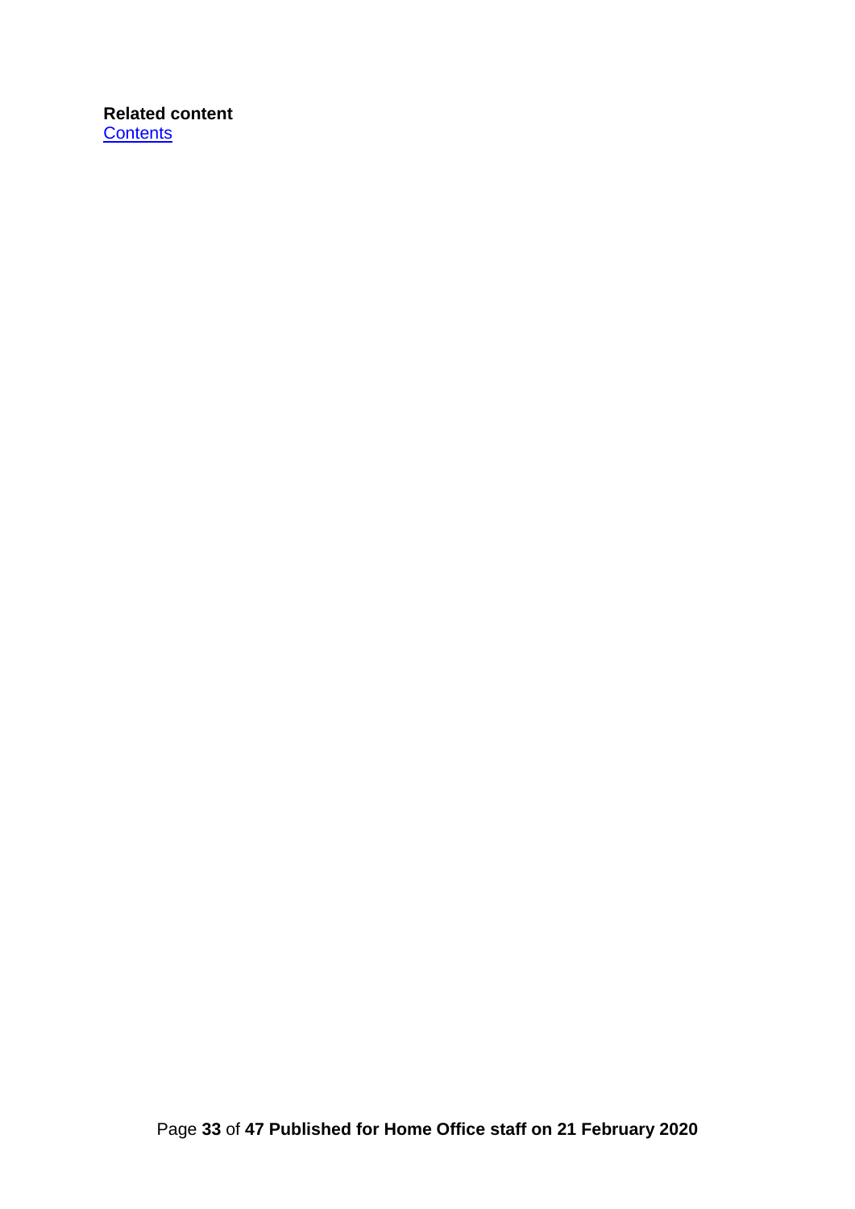**Related content**
[Contents]()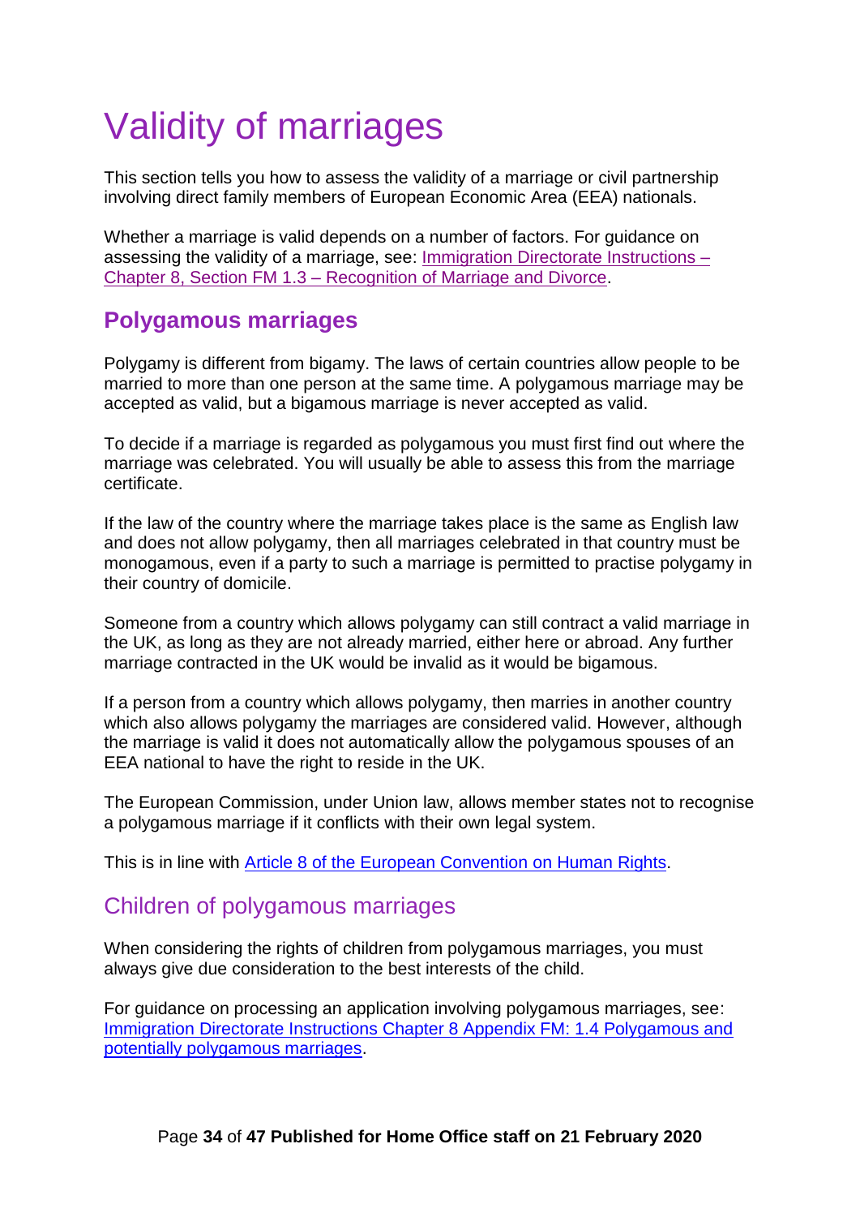# Validity of marriages

This section tells you how to assess the validity of a marriage or civil partnership involving direct family members of European Economic Area (EEA) nationals.

Whether a marriage is valid depends on a number of factors. For guidance on assessing the validity of a marriage, see: [Immigration Directorate Instructions – Chapter 8, Section FM 1.3 – Recognition of Marriage and Divorce]().

## Polygamous marriages

Polygamy is different from bigamy. The laws of certain countries allow people to be married to more than one person at the same time. A polygamous marriage may be accepted as valid, but a bigamous marriage is never accepted as valid.

To decide if a marriage is regarded as polygamous you must first find out where the marriage was celebrated. You will usually be able to assess this from the marriage certificate.

If the law of the country where the marriage takes place is the same as English law and does not allow polygamy, then all marriages celebrated in that country must be monogamous, even if a party to such a marriage is permitted to practise polygamy in their country of domicile.

Someone from a country which allows polygamy can still contract a valid marriage in the UK, as long as they are not already married, either here or abroad. Any further marriage contracted in the UK would be invalid as it would be bigamous.

If a person from a country which allows polygamy, then marries in another country which also allows polygamy the marriages are considered valid. However, although the marriage is valid it does not automatically allow the polygamous spouses of an EEA national to have the right to reside in the UK.

The European Commission, under Union law, allows member states not to recognise a polygamous marriage if it conflicts with their own legal system.

This is in line with [Article 8 of the European Convention on Human Rights]().

## Children of polygamous marriages

When considering the rights of children from polygamous marriages, you must always give due consideration to the best interests of the child.

For guidance on processing an application involving polygamous marriages, see: [Immigration Directorate Instructions Chapter 8 Appendix FM: 1.4 Polygamous and potentially polygamous marriages]().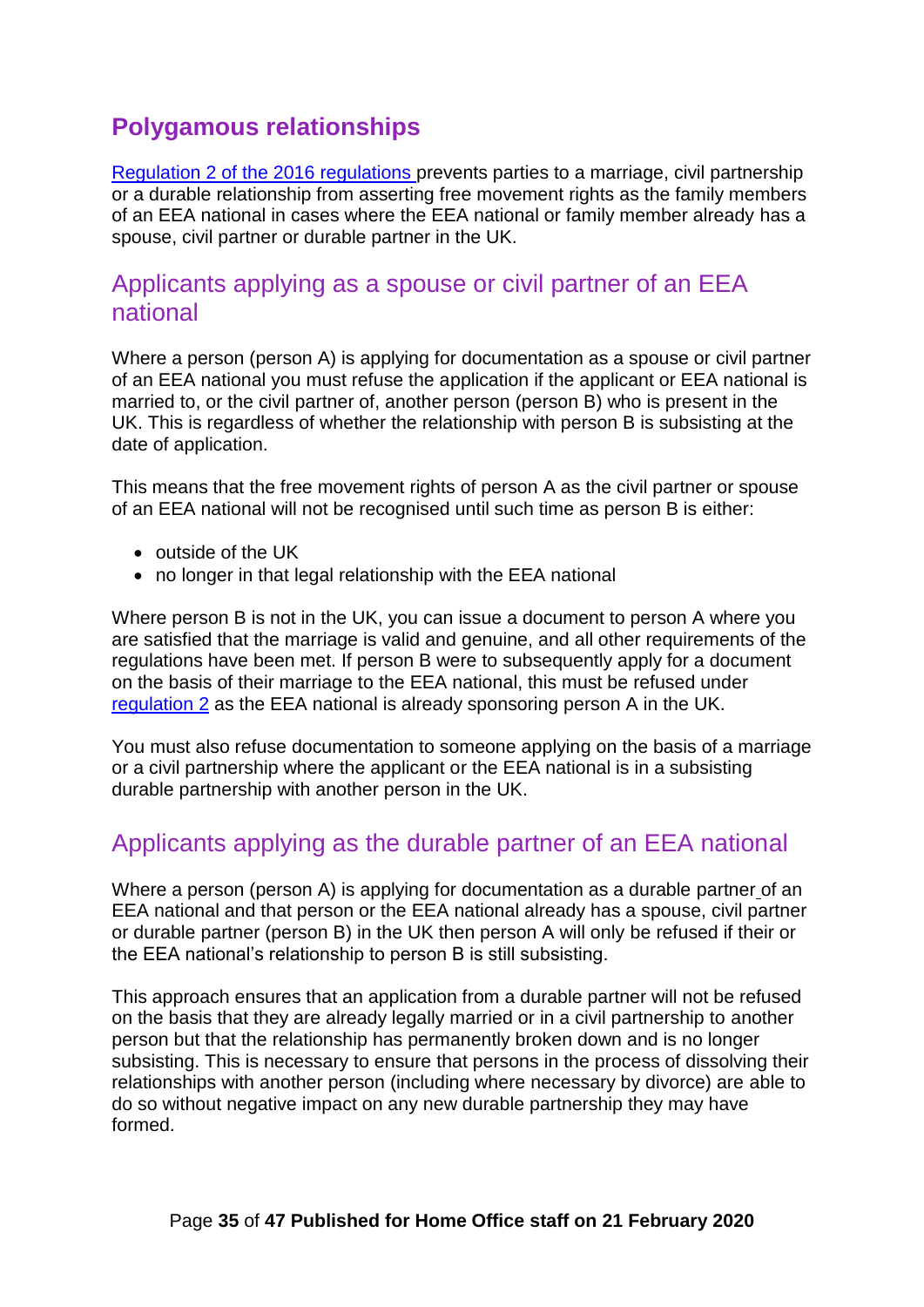## Polygamous relationships

Regulation 2 of the 2016 regulations prevents parties to a marriage, civil partnership or a durable relationship from asserting free movement rights as the family members of an EEA national in cases where the EEA national or family member already has a spouse, civil partner or durable partner in the UK.

### Applicants applying as a spouse or civil partner of an EEA national

Where a person (person A) is applying for documentation as a spouse or civil partner of an EEA national you must refuse the application if the applicant or EEA national is married to, or the civil partner of, another person (person B) who is present in the UK. This is regardless of whether the relationship with person B is subsisting at the date of application.

This means that the free movement rights of person A as the civil partner or spouse of an EEA national will not be recognised until such time as person B is either:

- outside of the UK
- no longer in that legal relationship with the EEA national

Where person B is not in the UK, you can issue a document to person A where you are satisfied that the marriage is valid and genuine, and all other requirements of the regulations have been met. If person B were to subsequently apply for a document on the basis of their marriage to the EEA national, this must be refused under regulation 2 as the EEA national is already sponsoring person A in the UK.

You must also refuse documentation to someone applying on the basis of a marriage or a civil partnership where the applicant or the EEA national is in a subsisting durable partnership with another person in the UK.

### Applicants applying as the durable partner of an EEA national

Where a person (person A) is applying for documentation as a durable partner of an EEA national and that person or the EEA national already has a spouse, civil partner or durable partner (person B) in the UK then person A will only be refused if their or the EEA national's relationship to person B is still subsisting.

This approach ensures that an application from a durable partner will not be refused on the basis that they are already legally married or in a civil partnership to another person but that the relationship has permanently broken down and is no longer subsisting. This is necessary to ensure that persons in the process of dissolving their relationships with another person (including where necessary by divorce) are able to do so without negative impact on any new durable partnership they may have formed.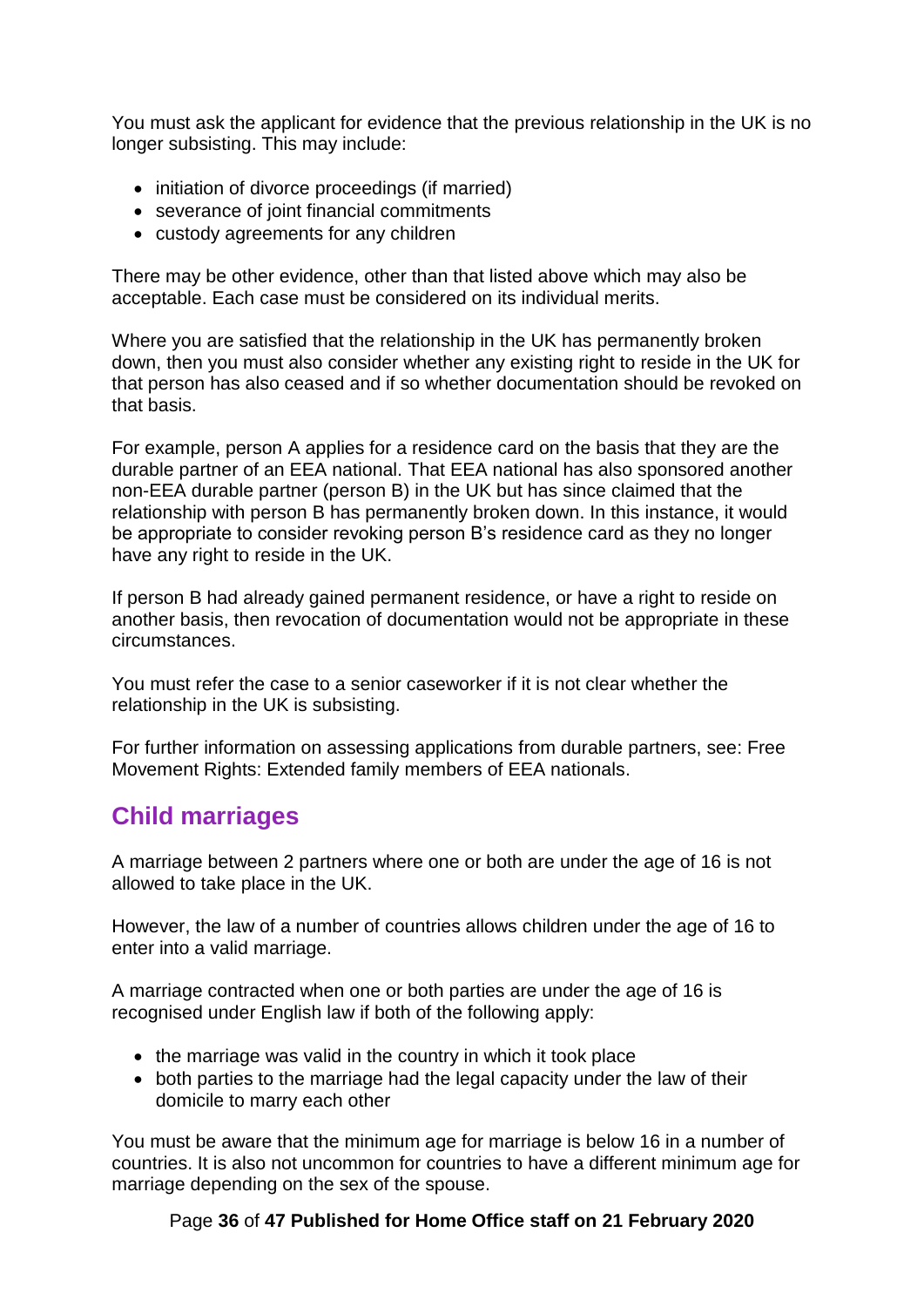You must ask the applicant for evidence that the previous relationship in the UK is no longer subsisting. This may include:

- initiation of divorce proceedings (if married)
- severance of joint financial commitments
- custody agreements for any children

There may be other evidence, other than that listed above which may also be acceptable. Each case must be considered on its individual merits.

Where you are satisfied that the relationship in the UK has permanently broken down, then you must also consider whether any existing right to reside in the UK for that person has also ceased and if so whether documentation should be revoked on that basis.

For example, person A applies for a residence card on the basis that they are the durable partner of an EEA national. That EEA national has also sponsored another non-EEA durable partner (person B) in the UK but has since claimed that the relationship with person B has permanently broken down. In this instance, it would be appropriate to consider revoking person B's residence card as they no longer have any right to reside in the UK.

If person B had already gained permanent residence, or have a right to reside on another basis, then revocation of documentation would not be appropriate in these circumstances.

You must refer the case to a senior caseworker if it is not clear whether the relationship in the UK is subsisting.

For further information on assessing applications from durable partners, see: Free Movement Rights: Extended family members of EEA nationals.

## Child marriages

A marriage between 2 partners where one or both are under the age of 16 is not allowed to take place in the UK.

However, the law of a number of countries allows children under the age of 16 to enter into a valid marriage.

A marriage contracted when one or both parties are under the age of 16 is recognised under English law if both of the following apply:

- the marriage was valid in the country in which it took place
- both parties to the marriage had the legal capacity under the law of their domicile to marry each other

You must be aware that the minimum age for marriage is below 16 in a number of countries. It is also not uncommon for countries to have a different minimum age for marriage depending on the sex of the spouse.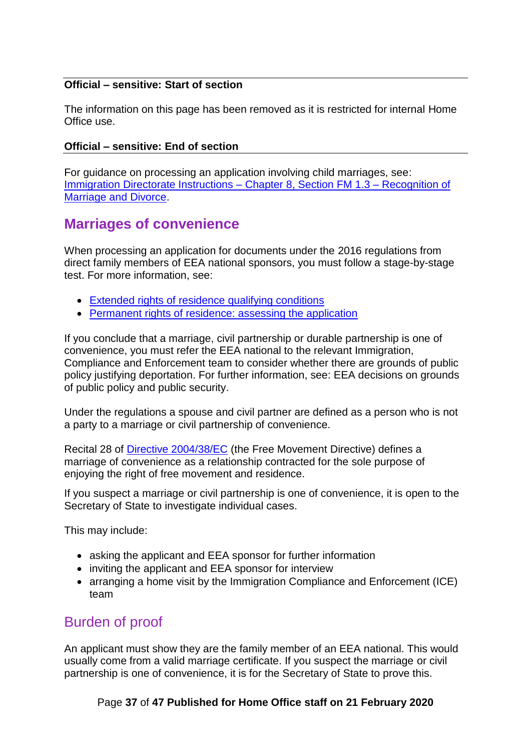**Official – sensitive: Start of section**

The information on this page has been removed as it is restricted for internal Home Office use.

**Official – sensitive: End of section**

For guidance on processing an application involving child marriages, see: [Immigration Directorate Instructions – Chapter 8, Section FM 1.3 – Recognition of Marriage and Divorce]().

## Marriages of convenience

When processing an application for documents under the 2016 regulations from direct family members of EEA national sponsors, you must follow a stage-by-stage test. For more information, see:

- [Extended rights of residence qualifying conditions]()
- [Permanent rights of residence: assessing the application]()

If you conclude that a marriage, civil partnership or durable partnership is one of convenience, you must refer the EEA national to the relevant Immigration, Compliance and Enforcement team to consider whether there are grounds of public policy justifying deportation. For further information, see: EEA decisions on grounds of public policy and public security.

Under the regulations a spouse and civil partner are defined as a person who is not a party to a marriage or civil partnership of convenience.

Recital 28 of [Directive 2004/38/EC]() (the Free Movement Directive) defines a marriage of convenience as a relationship contracted for the sole purpose of enjoying the right of free movement and residence.

If you suspect a marriage or civil partnership is one of convenience, it is open to the Secretary of State to investigate individual cases.

This may include:

- asking the applicant and EEA sponsor for further information
- inviting the applicant and EEA sponsor for interview
- arranging a home visit by the Immigration Compliance and Enforcement (ICE) team

### Burden of proof

An applicant must show they are the family member of an EEA national. This would usually come from a valid marriage certificate. If you suspect the marriage or civil partnership is one of convenience, it is for the Secretary of State to prove this.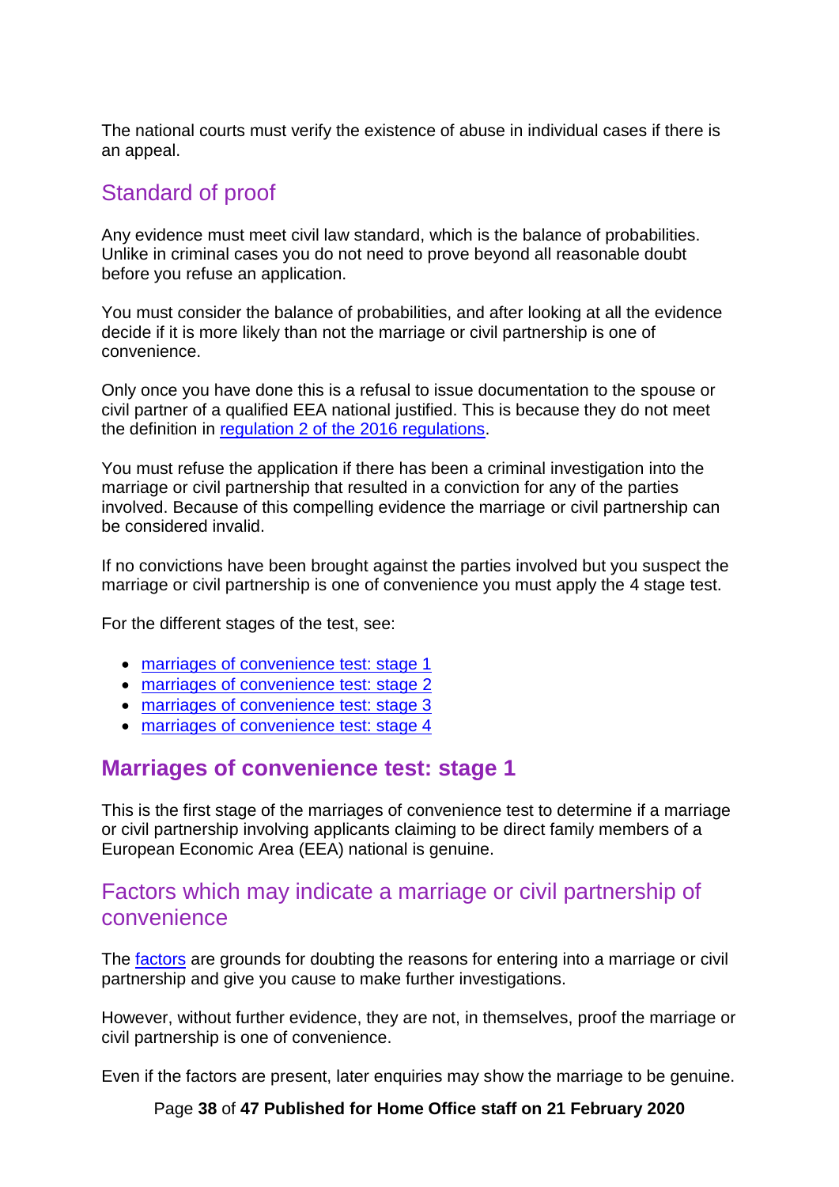The national courts must verify the existence of abuse in individual cases if there is an appeal.

## Standard of proof

Any evidence must meet civil law standard, which is the balance of probabilities. Unlike in criminal cases you do not need to prove beyond all reasonable doubt before you refuse an application.

You must consider the balance of probabilities, and after looking at all the evidence decide if it is more likely than not the marriage or civil partnership is one of convenience.

Only once you have done this is a refusal to issue documentation to the spouse or civil partner of a qualified EEA national justified. This is because they do not meet the definition in [regulation 2 of the 2016 regulations](#).

You must refuse the application if there has been a criminal investigation into the marriage or civil partnership that resulted in a conviction for any of the parties involved. Because of this compelling evidence the marriage or civil partnership can be considered invalid.

If no convictions have been brought against the parties involved but you suspect the marriage or civil partnership is one of convenience you must apply the 4 stage test.

For the different stages of the test, see:

- [marriages of convenience test: stage 1](#)
- [marriages of convenience test: stage 2](#)
- [marriages of convenience test: stage 3](#)
- [marriages of convenience test: stage 4](#)

# Marriages of convenience test: stage 1

This is the first stage of the marriages of convenience test to determine if a marriage or civil partnership involving applicants claiming to be direct family members of a European Economic Area (EEA) national is genuine.

## Factors which may indicate a marriage or civil partnership of convenience

The [factors](#) are grounds for doubting the reasons for entering into a marriage or civil partnership and give you cause to make further investigations.

However, without further evidence, they are not, in themselves, proof the marriage or civil partnership is one of convenience.

Even if the factors are present, later enquiries may show the marriage to be genuine.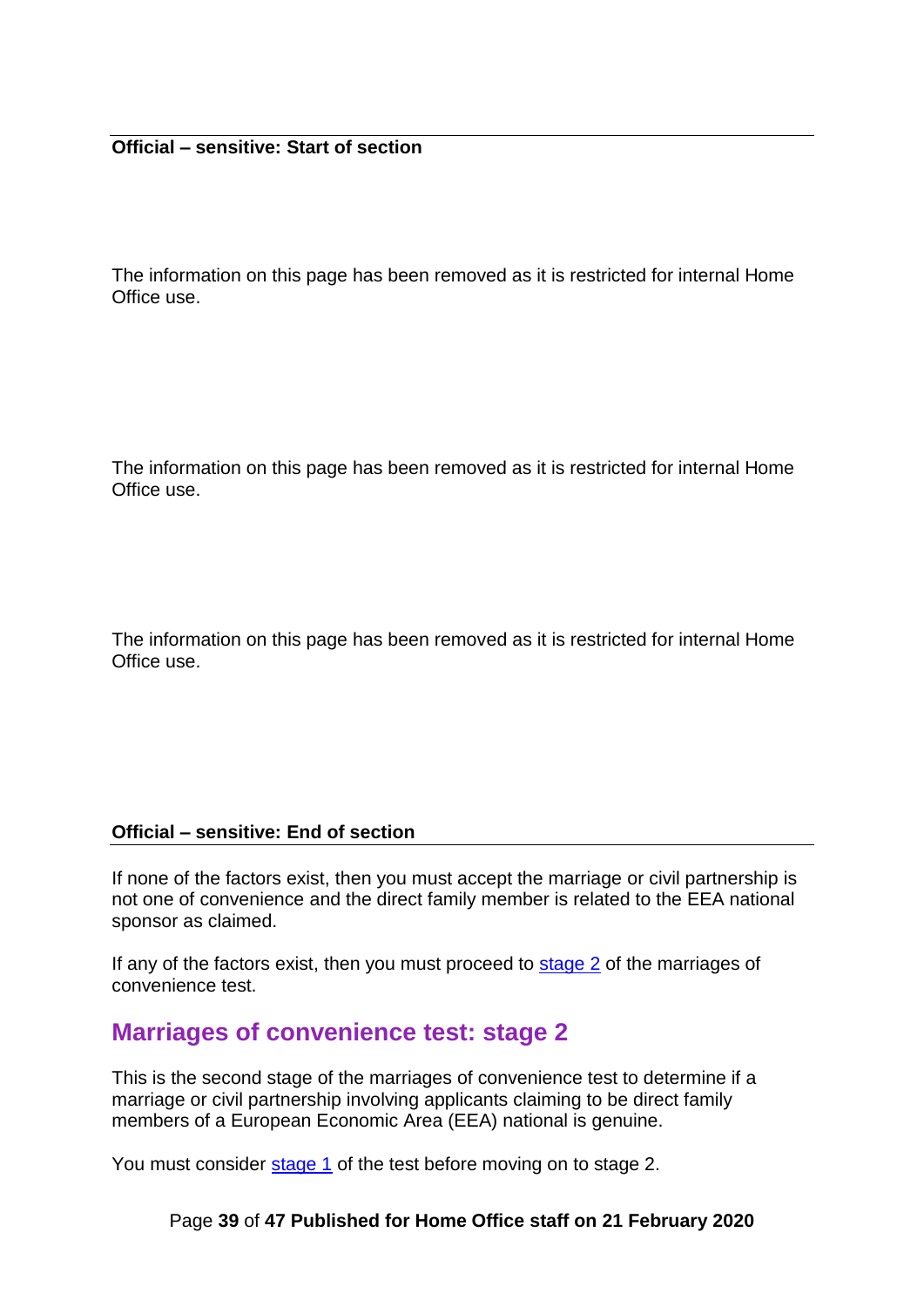**Official – sensitive: Start of section**

The information on this page has been removed as it is restricted for internal Home Office use.

The information on this page has been removed as it is restricted for internal Home Office use.

The information on this page has been removed as it is restricted for internal Home Office use.

**Official – sensitive: End of section**

If none of the factors exist, then you must accept the marriage or civil partnership is not one of convenience and the direct family member is related to the EEA national sponsor as claimed.

If any of the factors exist, then you must proceed to stage 2 of the marriages of convenience test.

## Marriages of convenience test: stage 2

This is the second stage of the marriages of convenience test to determine if a marriage or civil partnership involving applicants claiming to be direct family members of a European Economic Area (EEA) national is genuine.

You must consider stage 1 of the test before moving on to stage 2.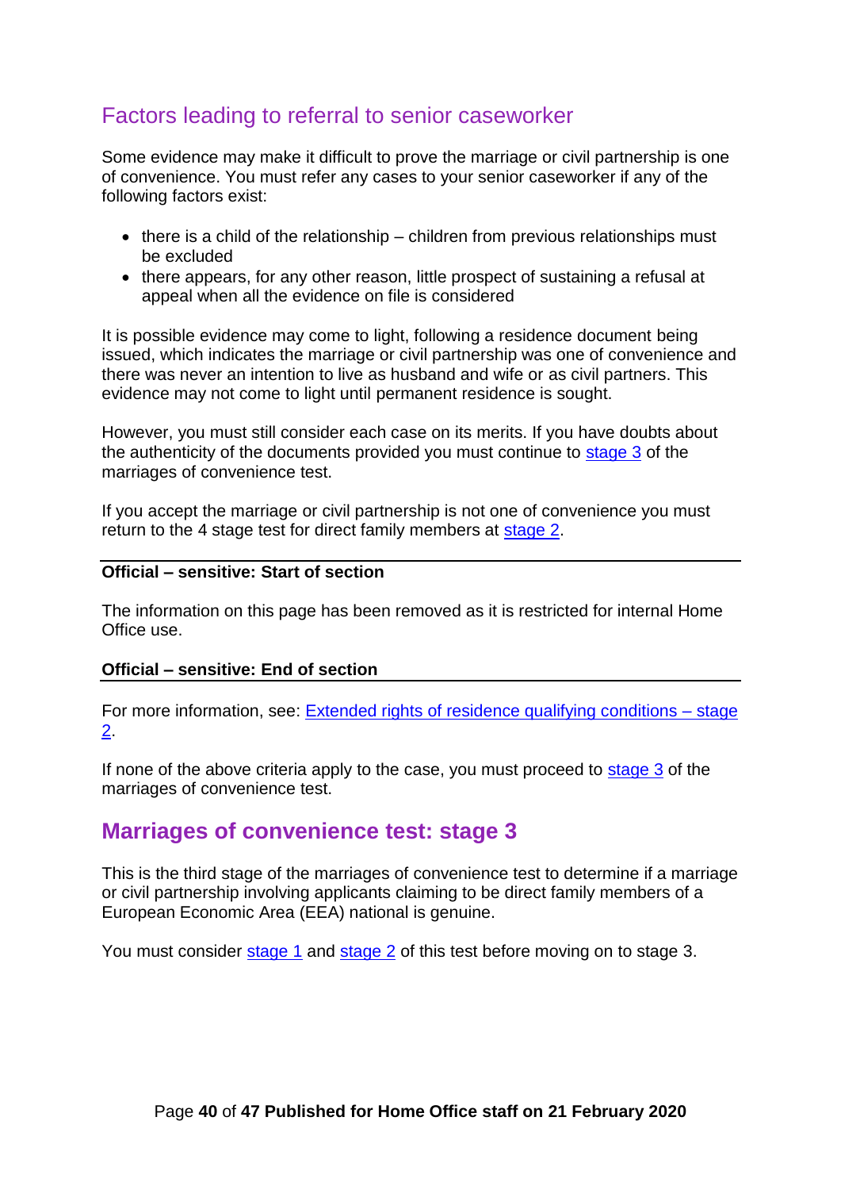## Factors leading to referral to senior caseworker

Some evidence may make it difficult to prove the marriage or civil partnership is one of convenience. You must refer any cases to your senior caseworker if any of the following factors exist:

- there is a child of the relationship – children from previous relationships must be excluded
- there appears, for any other reason, little prospect of sustaining a refusal at appeal when all the evidence on file is considered

It is possible evidence may come to light, following a residence document being issued, which indicates the marriage or civil partnership was one of convenience and there was never an intention to live as husband and wife or as civil partners. This evidence may not come to light until permanent residence is sought.

However, you must still consider each case on its merits. If you have doubts about the authenticity of the documents provided you must continue to stage 3 of the marriages of convenience test.

If you accept the marriage or civil partnership is not one of convenience you must return to the 4 stage test for direct family members at stage 2.

**Official – sensitive: Start of section**

The information on this page has been removed as it is restricted for internal Home Office use.

**Official – sensitive: End of section**

For more information, see: Extended rights of residence qualifying conditions – stage 2.

If none of the above criteria apply to the case, you must proceed to stage 3 of the marriages of convenience test.

# Marriages of convenience test: stage 3

This is the third stage of the marriages of convenience test to determine if a marriage or civil partnership involving applicants claiming to be direct family members of a European Economic Area (EEA) national is genuine.

You must consider stage 1 and stage 2 of this test before moving on to stage 3.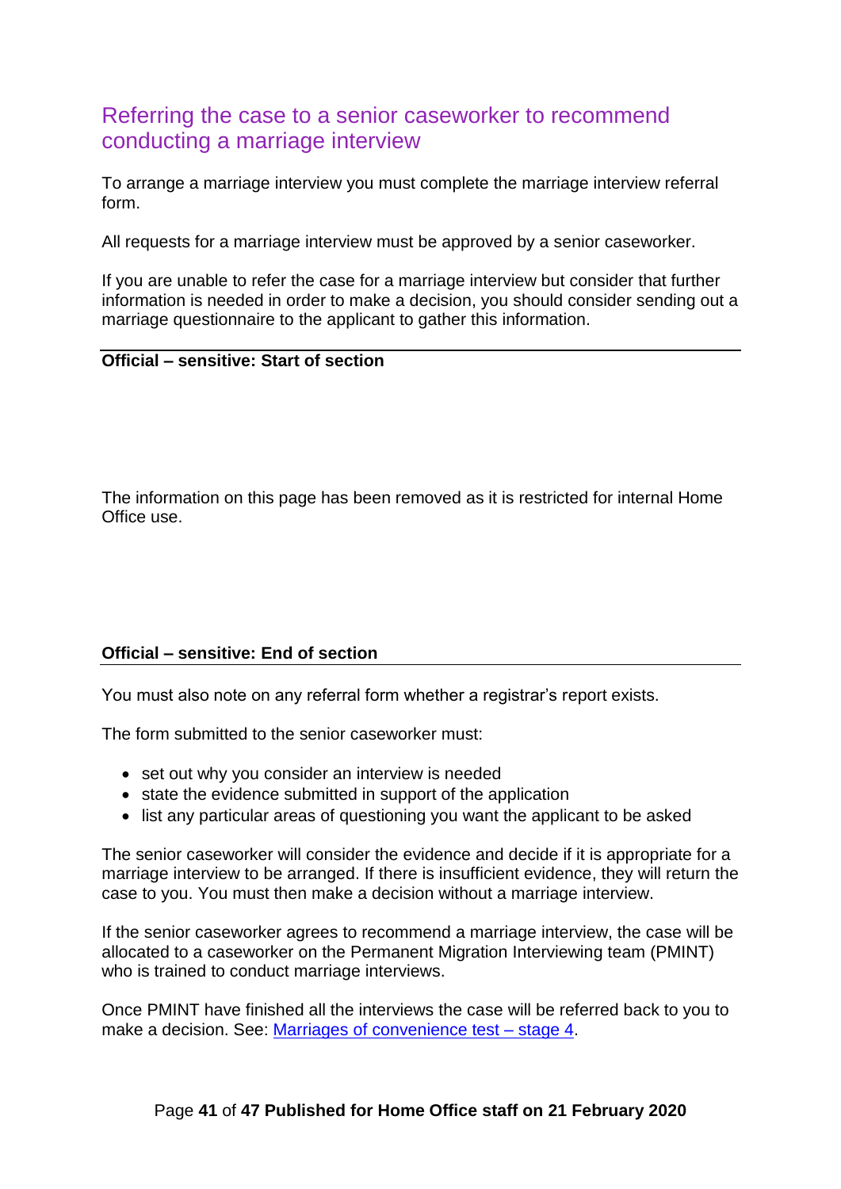## Referring the case to a senior caseworker to recommend conducting a marriage interview

To arrange a marriage interview you must complete the marriage interview referral form.

All requests for a marriage interview must be approved by a senior caseworker.

If you are unable to refer the case for a marriage interview but consider that further information is needed in order to make a decision, you should consider sending out a marriage questionnaire to the applicant to gather this information.

**Official – sensitive: Start of section**

The information on this page has been removed as it is restricted for internal Home Office use.

**Official – sensitive: End of section**

You must also note on any referral form whether a registrar's report exists.

The form submitted to the senior caseworker must:

- set out why you consider an interview is needed
- state the evidence submitted in support of the application
- list any particular areas of questioning you want the applicant to be asked

The senior caseworker will consider the evidence and decide if it is appropriate for a marriage interview to be arranged. If there is insufficient evidence, they will return the case to you. You must then make a decision without a marriage interview.

If the senior caseworker agrees to recommend a marriage interview, the case will be allocated to a caseworker on the Permanent Migration Interviewing team (PMINT) who is trained to conduct marriage interviews.

Once PMINT have finished all the interviews the case will be referred back to you to make a decision. See: Marriages of convenience test – stage 4.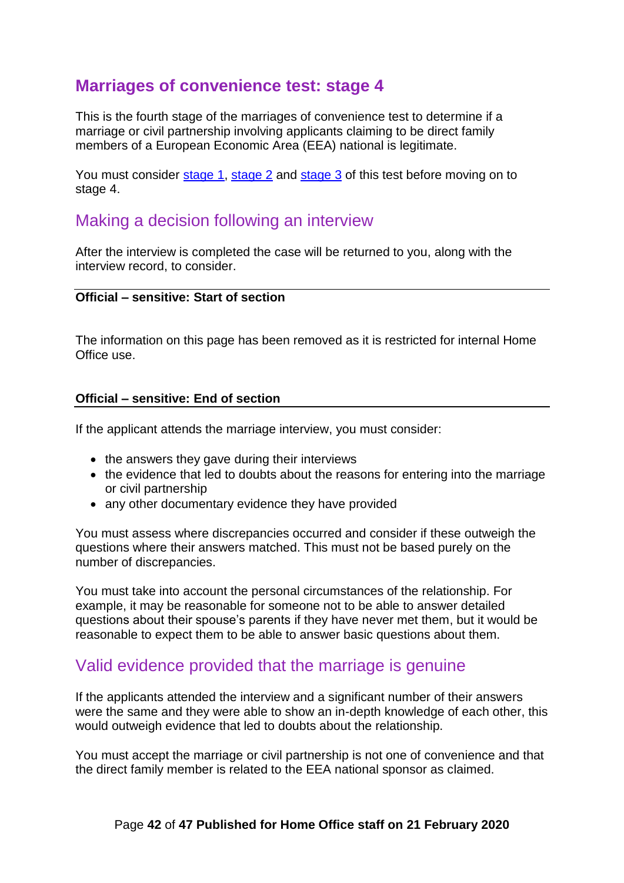## Marriages of convenience test: stage 4

This is the fourth stage of the marriages of convenience test to determine if a marriage or civil partnership involving applicants claiming to be direct family members of a European Economic Area (EEA) national is legitimate.

You must consider stage 1, stage 2 and stage 3 of this test before moving on to stage 4.

### Making a decision following an interview

After the interview is completed the case will be returned to you, along with the interview record, to consider.

**Official – sensitive: Start of section**

The information on this page has been removed as it is restricted for internal Home Office use.

**Official – sensitive: End of section**

If the applicant attends the marriage interview, you must consider:

- the answers they gave during their interviews
- the evidence that led to doubts about the reasons for entering into the marriage or civil partnership
- any other documentary evidence they have provided

You must assess where discrepancies occurred and consider if these outweigh the questions where their answers matched. This must not be based purely on the number of discrepancies.

You must take into account the personal circumstances of the relationship. For example, it may be reasonable for someone not to be able to answer detailed questions about their spouse's parents if they have never met them, but it would be reasonable to expect them to be able to answer basic questions about them.

### Valid evidence provided that the marriage is genuine

If the applicants attended the interview and a significant number of their answers were the same and they were able to show an in-depth knowledge of each other, this would outweigh evidence that led to doubts about the relationship.

You must accept the marriage or civil partnership is not one of convenience and that the direct family member is related to the EEA national sponsor as claimed.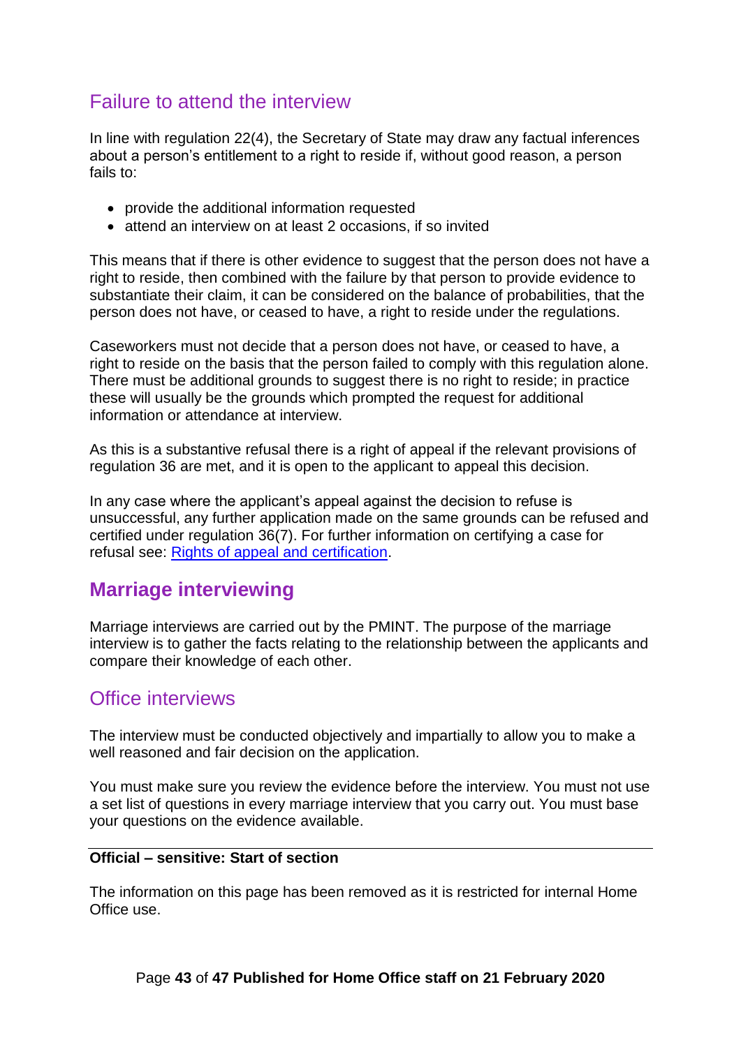## Failure to attend the interview

In line with regulation 22(4), the Secretary of State may draw any factual inferences about a person's entitlement to a right to reside if, without good reason, a person fails to:

- provide the additional information requested
- attend an interview on at least 2 occasions, if so invited

This means that if there is other evidence to suggest that the person does not have a right to reside, then combined with the failure by that person to provide evidence to substantiate their claim, it can be considered on the balance of probabilities, that the person does not have, or ceased to have, a right to reside under the regulations.

Caseworkers must not decide that a person does not have, or ceased to have, a right to reside on the basis that the person failed to comply with this regulation alone. There must be additional grounds to suggest there is no right to reside; in practice these will usually be the grounds which prompted the request for additional information or attendance at interview.

As this is a substantive refusal there is a right of appeal if the relevant provisions of regulation 36 are met, and it is open to the applicant to appeal this decision.

In any case where the applicant's appeal against the decision to refuse is unsuccessful, any further application made on the same grounds can be refused and certified under regulation 36(7). For further information on certifying a case for refusal see: Rights of appeal and certification.

# Marriage interviewing

Marriage interviews are carried out by the PMINT. The purpose of the marriage interview is to gather the facts relating to the relationship between the applicants and compare their knowledge of each other.

## Office interviews

The interview must be conducted objectively and impartially to allow you to make a well reasoned and fair decision on the application.

You must make sure you review the evidence before the interview. You must not use a set list of questions in every marriage interview that you carry out. You must base your questions on the evidence available.

---

**Official – sensitive: Start of section**

The information on this page has been removed as it is restricted for internal Home Office use.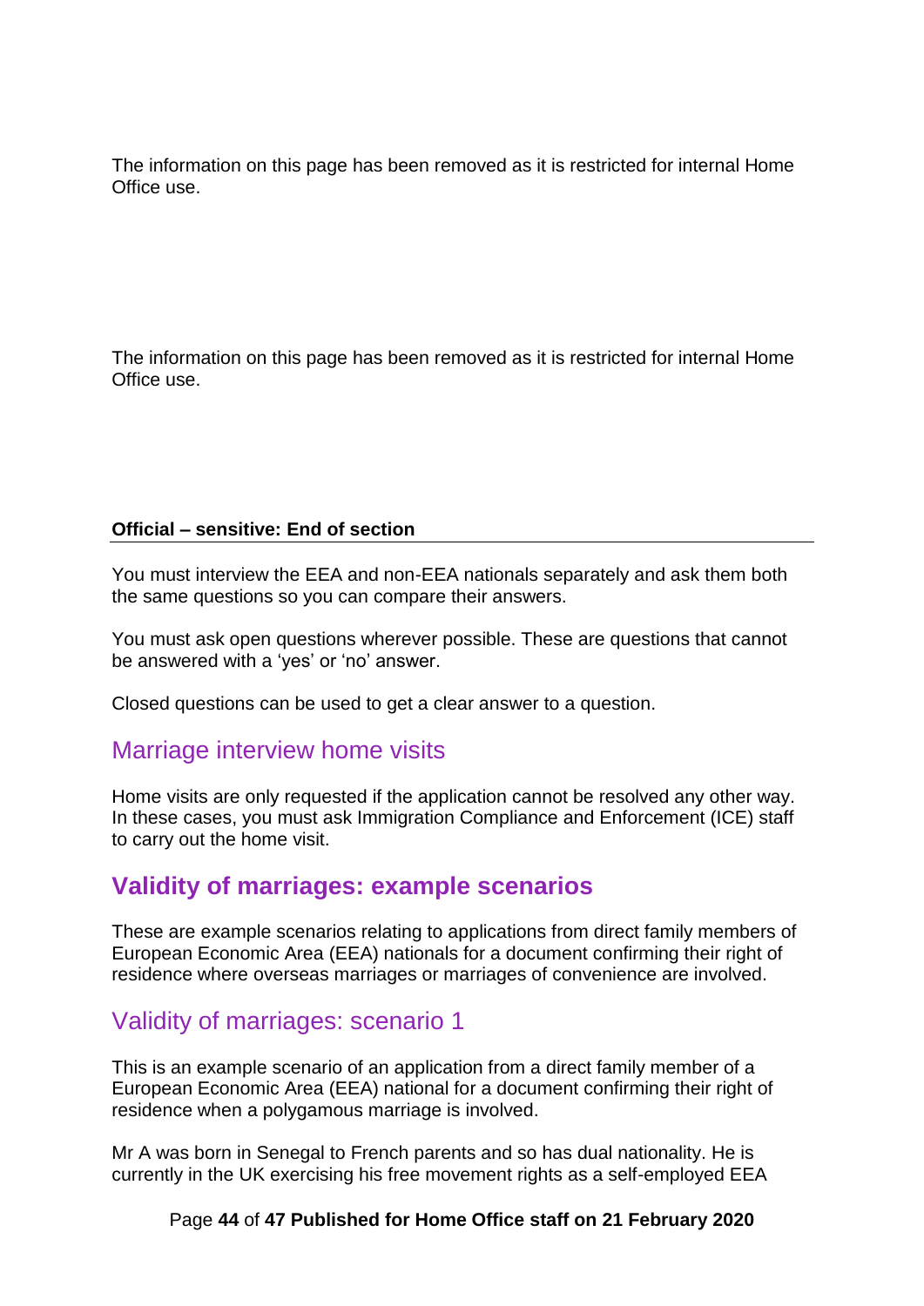The information on this page has been removed as it is restricted for internal Home Office use.

The information on this page has been removed as it is restricted for internal Home Office use.

**Official – sensitive: End of section**

---

You must interview the EEA and non-EEA nationals separately and ask them both the same questions so you can compare their answers.

You must ask open questions wherever possible. These are questions that cannot be answered with a 'yes' or 'no' answer.

Closed questions can be used to get a clear answer to a question.

### Marriage interview home visits

Home visits are only requested if the application cannot be resolved any other way. In these cases, you must ask Immigration Compliance and Enforcement (ICE) staff to carry out the home visit.

## Validity of marriages: example scenarios

These are example scenarios relating to applications from direct family members of European Economic Area (EEA) nationals for a document confirming their right of residence where overseas marriages or marriages of convenience are involved.

### Validity of marriages: scenario 1

This is an example scenario of an application from a direct family member of a European Economic Area (EEA) national for a document confirming their right of residence when a polygamous marriage is involved.

Mr A was born in Senegal to French parents and so has dual nationality. He is currently in the UK exercising his free movement rights as a self-employed EEA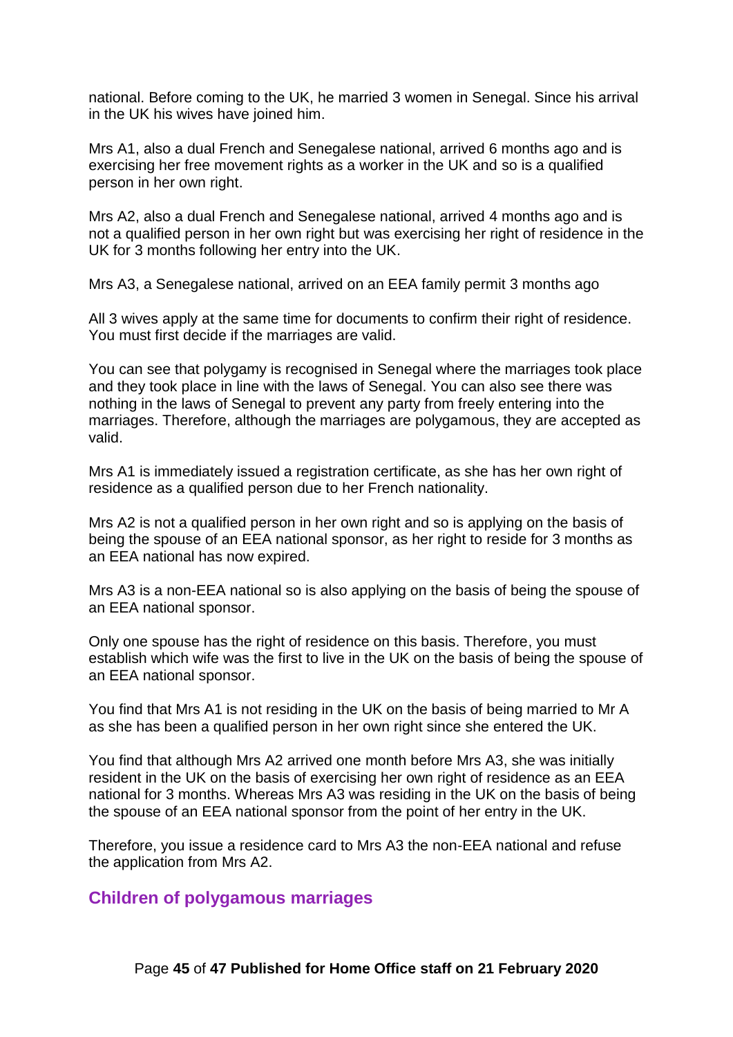national. Before coming to the UK, he married 3 women in Senegal. Since his arrival in the UK his wives have joined him.

Mrs A1, also a dual French and Senegalese national, arrived 6 months ago and is exercising her free movement rights as a worker in the UK and so is a qualified person in her own right.

Mrs A2, also a dual French and Senegalese national, arrived 4 months ago and is not a qualified person in her own right but was exercising her right of residence in the UK for 3 months following her entry into the UK.

Mrs A3, a Senegalese national, arrived on an EEA family permit 3 months ago

All 3 wives apply at the same time for documents to confirm their right of residence. You must first decide if the marriages are valid.

You can see that polygamy is recognised in Senegal where the marriages took place and they took place in line with the laws of Senegal. You can also see there was nothing in the laws of Senegal to prevent any party from freely entering into the marriages. Therefore, although the marriages are polygamous, they are accepted as valid.

Mrs A1 is immediately issued a registration certificate, as she has her own right of residence as a qualified person due to her French nationality.

Mrs A2 is not a qualified person in her own right and so is applying on the basis of being the spouse of an EEA national sponsor, as her right to reside for 3 months as an EEA national has now expired.

Mrs A3 is a non-EEA national so is also applying on the basis of being the spouse of an EEA national sponsor.

Only one spouse has the right of residence on this basis. Therefore, you must establish which wife was the first to live in the UK on the basis of being the spouse of an EEA national sponsor.

You find that Mrs A1 is not residing in the UK on the basis of being married to Mr A as she has been a qualified person in her own right since she entered the UK.

You find that although Mrs A2 arrived one month before Mrs A3, she was initially resident in the UK on the basis of exercising her own right of residence as an EEA national for 3 months. Whereas Mrs A3 was residing in the UK on the basis of being the spouse of an EEA national sponsor from the point of her entry in the UK.

Therefore, you issue a residence card to Mrs A3 the non-EEA national and refuse the application from Mrs A2.

## Children of polygamous marriages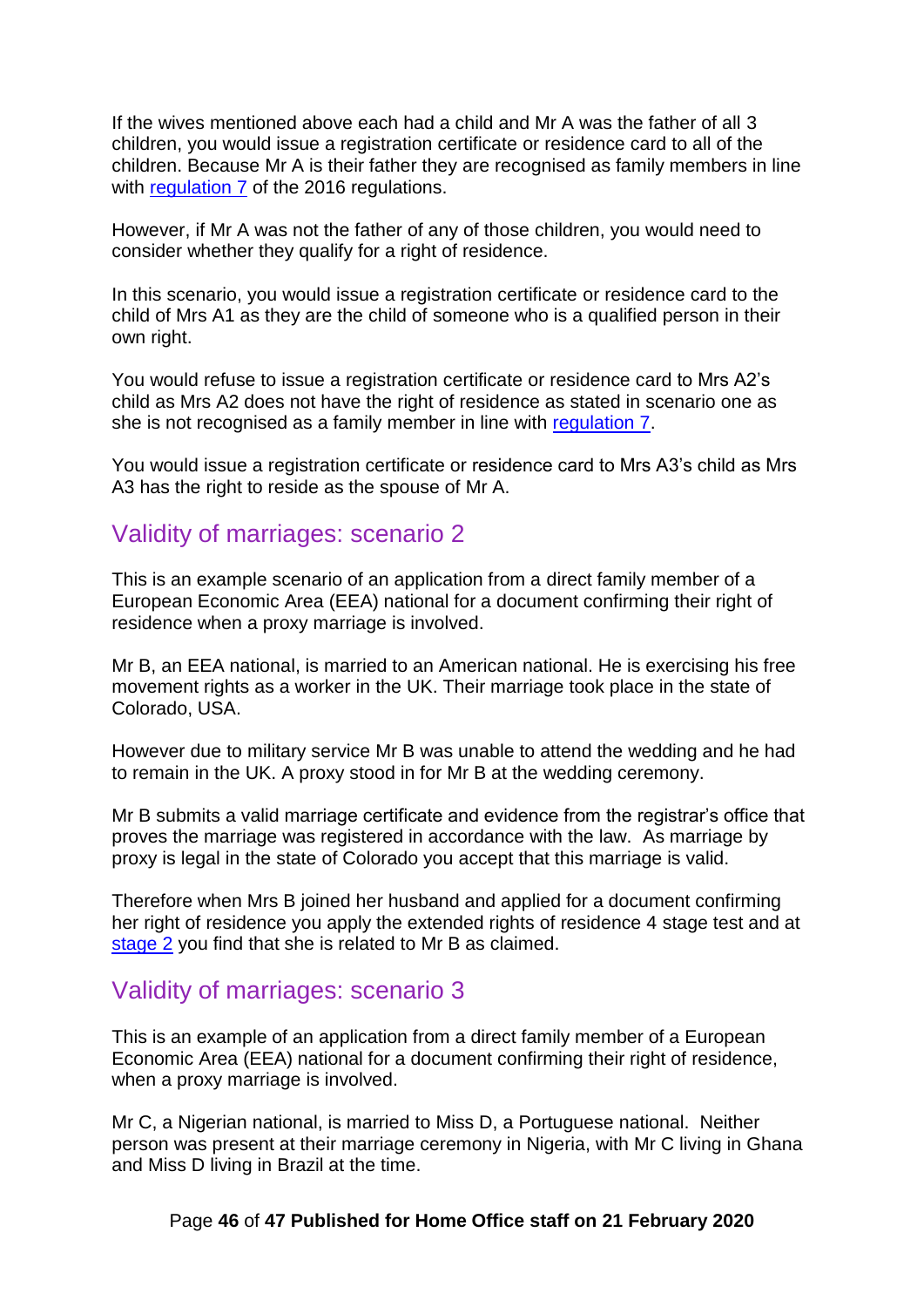If the wives mentioned above each had a child and Mr A was the father of all 3 children, you would issue a registration certificate or residence card to all of the children. Because Mr A is their father they are recognised as family members in line with regulation 7 of the 2016 regulations.

However, if Mr A was not the father of any of those children, you would need to consider whether they qualify for a right of residence.

In this scenario, you would issue a registration certificate or residence card to the child of Mrs A1 as they are the child of someone who is a qualified person in their own right.

You would refuse to issue a registration certificate or residence card to Mrs A2's child as Mrs A2 does not have the right of residence as stated in scenario one as she is not recognised as a family member in line with regulation 7.

You would issue a registration certificate or residence card to Mrs A3's child as Mrs A3 has the right to reside as the spouse of Mr A.

## Validity of marriages: scenario 2

This is an example scenario of an application from a direct family member of a European Economic Area (EEA) national for a document confirming their right of residence when a proxy marriage is involved.

Mr B, an EEA national, is married to an American national. He is exercising his free movement rights as a worker in the UK. Their marriage took place in the state of Colorado, USA.

However due to military service Mr B was unable to attend the wedding and he had to remain in the UK. A proxy stood in for Mr B at the wedding ceremony.

Mr B submits a valid marriage certificate and evidence from the registrar's office that proves the marriage was registered in accordance with the law. As marriage by proxy is legal in the state of Colorado you accept that this marriage is valid.

Therefore when Mrs B joined her husband and applied for a document confirming her right of residence you apply the extended rights of residence 4 stage test and at stage 2 you find that she is related to Mr B as claimed.

## Validity of marriages: scenario 3

This is an example of an application from a direct family member of a European Economic Area (EEA) national for a document confirming their right of residence, when a proxy marriage is involved.

Mr C, a Nigerian national, is married to Miss D, a Portuguese national. Neither person was present at their marriage ceremony in Nigeria, with Mr C living in Ghana and Miss D living in Brazil at the time.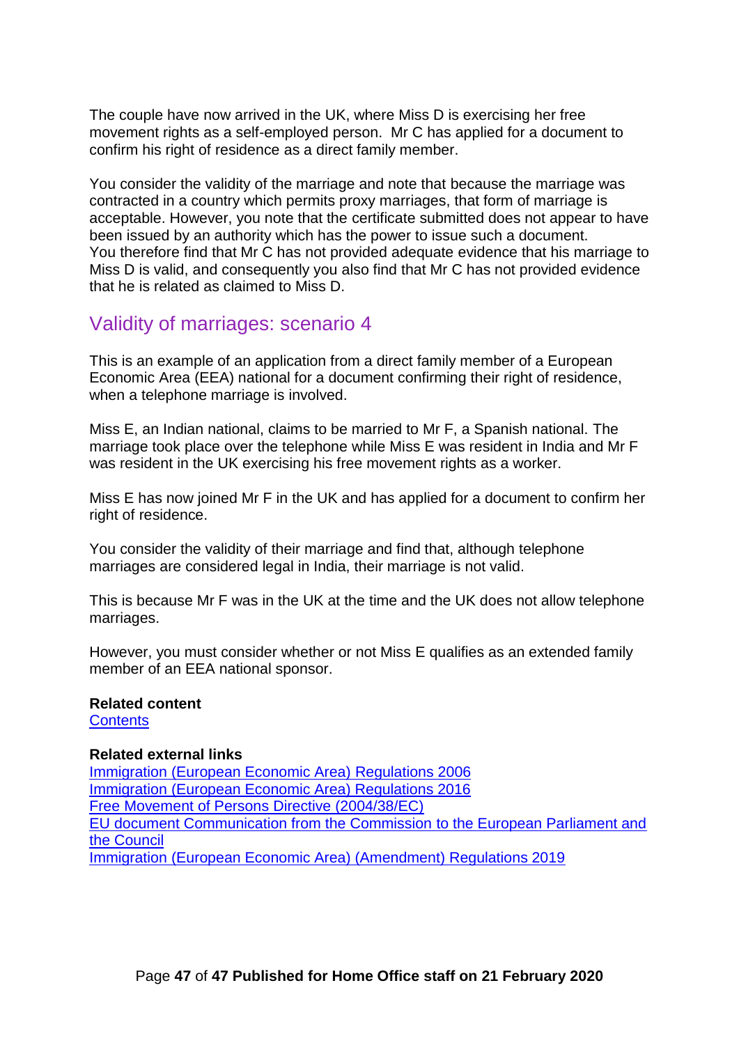The couple have now arrived in the UK, where Miss D is exercising her free movement rights as a self-employed person. Mr C has applied for a document to confirm his right of residence as a direct family member.

You consider the validity of the marriage and note that because the marriage was contracted in a country which permits proxy marriages, that form of marriage is acceptable. However, you note that the certificate submitted does not appear to have been issued by an authority which has the power to issue such a document. You therefore find that Mr C has not provided adequate evidence that his marriage to Miss D is valid, and consequently you also find that Mr C has not provided evidence that he is related as claimed to Miss D.

## Validity of marriages: scenario 4

This is an example of an application from a direct family member of a European Economic Area (EEA) national for a document confirming their right of residence, when a telephone marriage is involved.

Miss E, an Indian national, claims to be married to Mr F, a Spanish national. The marriage took place over the telephone while Miss E was resident in India and Mr F was resident in the UK exercising his free movement rights as a worker.

Miss E has now joined Mr F in the UK and has applied for a document to confirm her right of residence.

You consider the validity of their marriage and find that, although telephone marriages are considered legal in India, their marriage is not valid.

This is because Mr F was in the UK at the time and the UK does not allow telephone marriages.

However, you must consider whether or not Miss E qualifies as an extended family member of an EEA national sponsor.

**Related content**
Contents

**Related external links**
Immigration (European Economic Area) Regulations 2006
Immigration (European Economic Area) Regulations 2016
Free Movement of Persons Directive (2004/38/EC)
EU document Communication from the Commission to the European Parliament and the Council
Immigration (European Economic Area) (Amendment) Regulations 2019